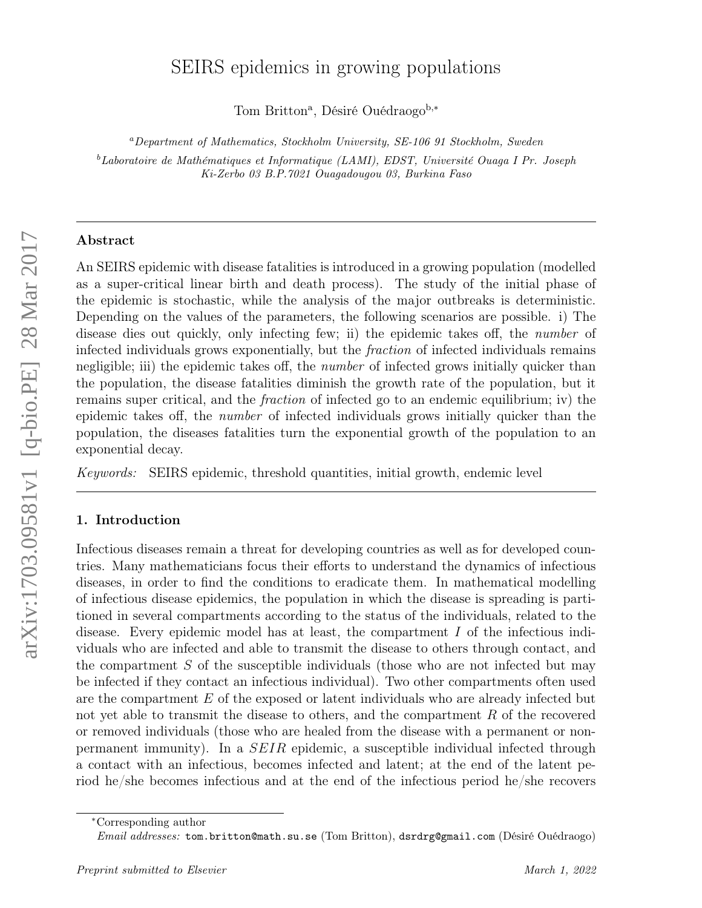# SEIRS epidemics in growing populations

Tom Britton[a], Désiré Ouédraogo[b,*]

[a]*Department of Mathematics, Stockholm University, SE-106 91 Stockholm, Sweden*

[b]*Laboratoire de Mathématiques et Informatique (LAMI), EDST, Université Ouaga I Pr. Joseph Ki-Zerbo 03 B.P.7021 Ouagadougou 03, Burkina Faso*

---

## Abstract

An SEIRS epidemic with disease fatalities is introduced in a growing population (modelled as a super-critical linear birth and death process). The study of the initial phase of the epidemic is stochastic, while the analysis of the major outbreaks is deterministic. Depending on the values of the parameters, the following scenarios are possible. i) The disease dies out quickly, only infecting few; ii) the epidemic takes off, the *number* of infected individuals grows exponentially, but the *fraction* of infected individuals remains negligible; iii) the epidemic takes off, the *number* of infected grows initially quicker than the population, the disease fatalities diminish the growth rate of the population, but it remains super critical, and the *fraction* of infected go to an endemic equilibrium; iv) the epidemic takes off, the *number* of infected individuals grows initially quicker than the population, the diseases fatalities turn the exponential growth of the population to an exponential decay.

*Keywords:* SEIRS epidemic, threshold quantities, initial growth, endemic level

---

## 1. Introduction

Infectious diseases remain a threat for developing countries as well as for developed countries. Many mathematicians focus their efforts to understand the dynamics of infectious diseases, in order to find the conditions to eradicate them. In mathematical modelling of infectious disease epidemics, the population in which the disease is spreading is partitioned in several compartments according to the status of the individuals, related to the disease. Every epidemic model has at least, the compartment $I$ of the infectious individuals who are infected and able to transmit the disease to others through contact, and the compartment $S$ of the susceptible individuals (those who are not infected but may be infected if they contact an infectious individual). Two other compartments often used are the compartment $E$ of the exposed or latent individuals who are already infected but not yet able to transmit the disease to others, and the compartment $R$ of the recovered or removed individuals (those who are healed from the disease with a permanent or non-permanent immunity). In a $SEIR$ epidemic, a susceptible individual infected through a contact with an infectious, becomes infected and latent; at the end of the latent period he/she becomes infectious and at the end of the infectious period he/she recovers

---

*Corresponding author

*Email addresses:* tom.britton@math.su.se (Tom Britton), dsrdrg@gmail.com (Désiré Ouédraogo)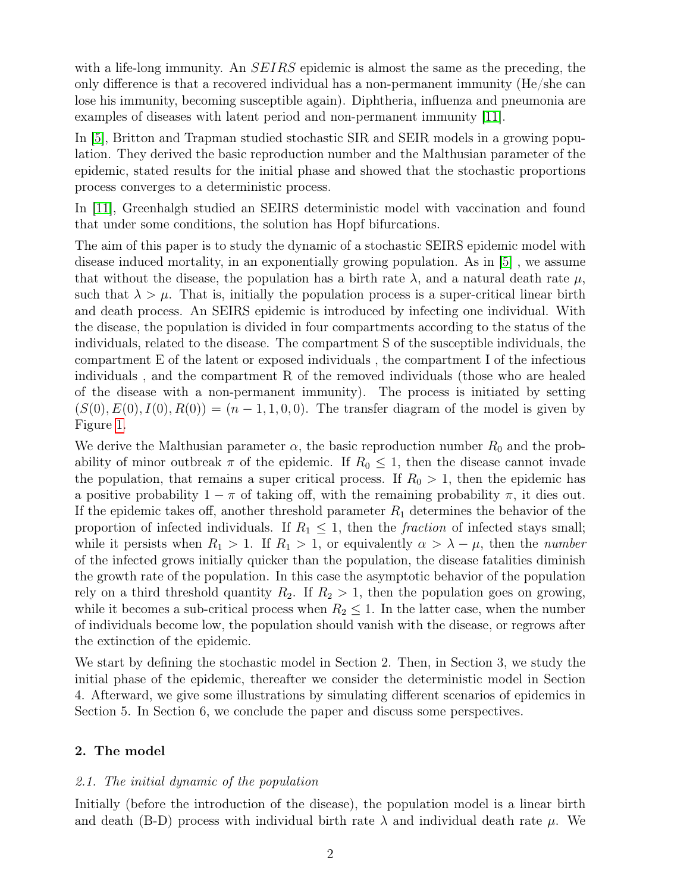with a life-long immunity. An *SEIRS* epidemic is almost the same as the preceding, the only difference is that a recovered individual has a non-permanent immunity (He/she can lose his immunity, becoming susceptible again). Diphtheria, influenza and pneumonia are examples of diseases with latent period and non-permanent immunity [11].

In [5], Britton and Trapman studied stochastic SIR and SEIR models in a growing population. They derived the basic reproduction number and the Malthusian parameter of the epidemic, stated results for the initial phase and showed that the stochastic proportions process converges to a deterministic process.

In [11], Greenhalgh studied an SEIRS deterministic model with vaccination and found that under some conditions, the solution has Hopf bifurcations.

The aim of this paper is to study the dynamic of a stochastic SEIRS epidemic model with disease induced mortality, in an exponentially growing population. As in [5] , we assume that without the disease, the population has a birth rate $\lambda$, and a natural death rate $\mu$, such that $\lambda > \mu$. That is, initially the population process is a super-critical linear birth and death process. An SEIRS epidemic is introduced by infecting one individual. With the disease, the population is divided in four compartments according to the status of the individuals, related to the disease. The compartment S of the susceptible individuals, the compartment E of the latent or exposed individuals , the compartment I of the infectious individuals , and the compartment R of the removed individuals (those who are healed of the disease with a non-permanent immunity). The process is initiated by setting $(S(0), E(0), I(0), R(0)) = (n-1, 1, 0, 0)$. The transfer diagram of the model is given by Figure 1.

We derive the Malthusian parameter $\alpha$, the basic reproduction number $R_0$ and the probability of minor outbreak $\pi$ of the epidemic. If $R_0 \leq 1$, then the disease cannot invade the population, that remains a super critical process. If $R_0 > 1$, then the epidemic has a positive probability $1 - \pi$ of taking off, with the remaining probability $\pi$, it dies out. If the epidemic takes off, another threshold parameter $R_1$ determines the behavior of the proportion of infected individuals. If $R_1 \leq 1$, then the *fraction* of infected stays small; while it persists when $R_1 > 1$. If $R_1 > 1$, or equivalently $\alpha > \lambda - \mu$, then the *number* of the infected grows initially quicker than the population, the disease fatalities diminish the growth rate of the population. In this case the asymptotic behavior of the population rely on a third threshold quantity $R_2$. If $R_2 > 1$, then the population goes on growing, while it becomes a sub-critical process when $R_2 \leq 1$. In the latter case, when the number of individuals become low, the population should vanish with the disease, or regrows after the extinction of the epidemic.

We start by defining the stochastic model in Section 2. Then, in Section 3, we study the initial phase of the epidemic, thereafter we consider the deterministic model in Section 4. Afterward, we give some illustrations by simulating different scenarios of epidemics in Section 5. In Section 6, we conclude the paper and discuss some perspectives.

## 2. The model

### *2.1. The initial dynamic of the population*

Initially (before the introduction of the disease), the population model is a linear birth and death (B-D) process with individual birth rate $\lambda$ and individual death rate $\mu$. We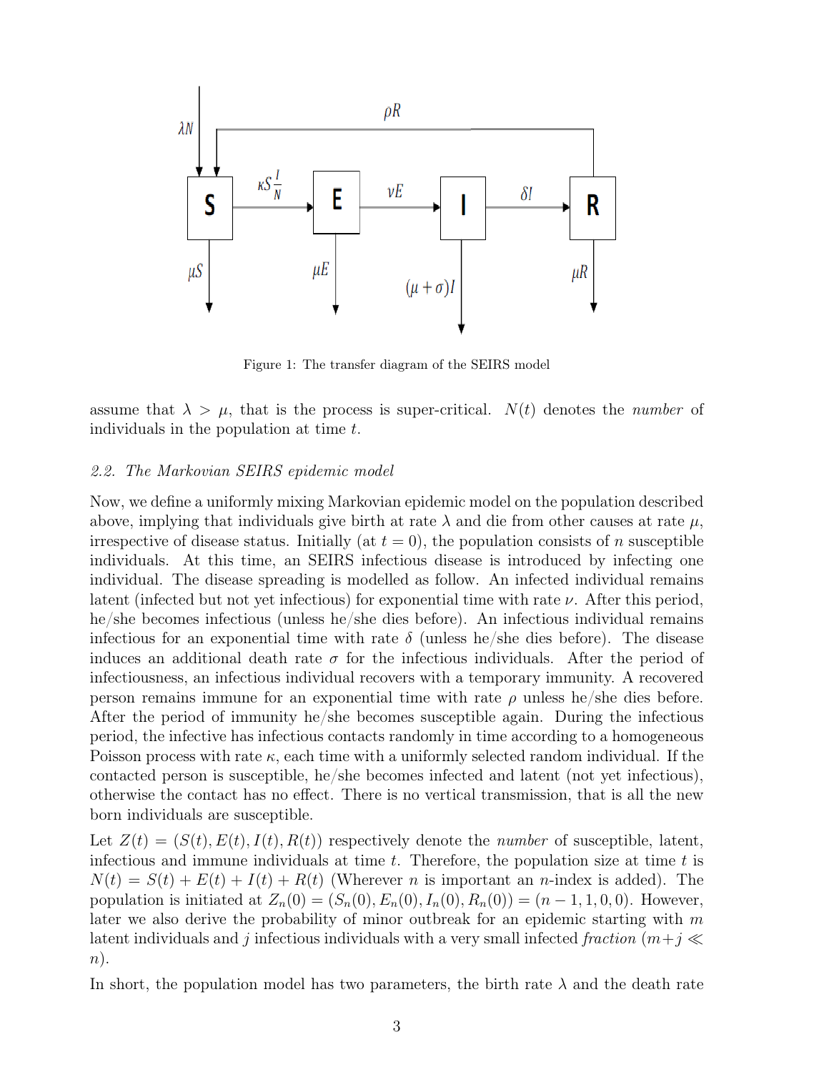Figure 1: The transfer diagram of the SEIRS model

assume that $\lambda > \mu$, that is the process is super-critical. $N(t)$ denotes the *number* of individuals in the population at time $t$.

### 2.2. The Markovian SEIRS epidemic model

Now, we define a uniformly mixing Markovian epidemic model on the population described above, implying that individuals give birth at rate $\lambda$ and die from other causes at rate $\mu$, irrespective of disease status. Initially (at $t = 0$), the population consists of $n$ susceptible individuals. At this time, an SEIRS infectious disease is introduced by infecting one individual. The disease spreading is modelled as follow. An infected individual remains latent (infected but not yet infectious) for exponential time with rate $\nu$. After this period, he/she becomes infectious (unless he/she dies before). An infectious individual remains infectious for an exponential time with rate $\delta$ (unless he/she dies before). The disease induces an additional death rate $\sigma$ for the infectious individuals. After the period of infectiousness, an infectious individual recovers with a temporary immunity. A recovered person remains immune for an exponential time with rate $\rho$ unless he/she dies before. After the period of immunity he/she becomes susceptible again. During the infectious period, the infective has infectious contacts randomly in time according to a homogeneous Poisson process with rate $\kappa$, each time with a uniformly selected random individual. If the contacted person is susceptible, he/she becomes infected and latent (not yet infectious), otherwise the contact has no effect. There is no vertical transmission, that is all the new born individuals are susceptible.

Let $Z(t) = (S(t), E(t), I(t), R(t))$ respectively denote the *number* of susceptible, latent, infectious and immune individuals at time $t$. Therefore, the population size at time $t$ is $N(t) = S(t) + E(t) + I(t) + R(t)$ (Wherever $n$ is important an $n$-index is added). The population is initiated at $Z_n(0) = (S_n(0), E_n(0), I_n(0), R_n(0)) = (n-1, 1, 0, 0)$. However, later we also derive the probability of minor outbreak for an epidemic starting with $m$ latent individuals and $j$ infectious individuals with a very small infected *fraction* ($m+j \ll n$).

In short, the population model has two parameters, the birth rate $\lambda$ and the death rate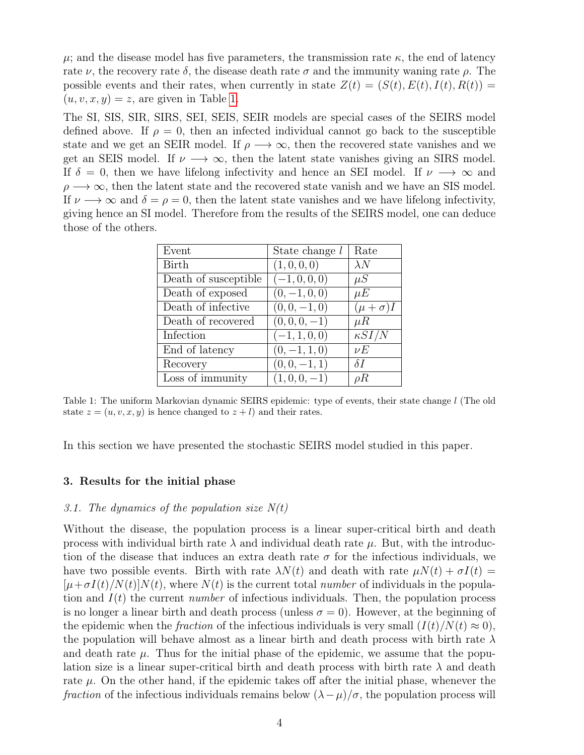$\mu$; and the disease model has five parameters, the transmission rate $\kappa$, the end of latency rate $\nu$, the recovery rate $\delta$, the disease death rate $\sigma$ and the immunity waning rate $\rho$. The possible events and their rates, when currently in state $Z(t) = (S(t), E(t), I(t), R(t)) = (u, v, x, y) = z$, are given in Table 1.

The SI, SIS, SIR, SIRS, SEI, SEIS, SEIR models are special cases of the SEIRS model defined above. If $\rho = 0$, then an infected individual cannot go back to the susceptible state and we get an SEIR model. If $\rho \longrightarrow \infty$, then the recovered state vanishes and we get an SEIS model. If $\nu \longrightarrow \infty$, then the latent state vanishes giving an SIRS model. If $\delta = 0$, then we have lifelong infectivity and hence an SEI model. If $\nu \longrightarrow \infty$ and $\rho \longrightarrow \infty$, then the latent state and the recovered state vanish and we have an SIS model. If $\nu \longrightarrow \infty$ and $\delta = \rho = 0$, then the latent state vanishes and we have lifelong infectivity, giving hence an SI model. Therefore from the results of the SEIRS model, one can deduce those of the others.

| Event | State change $l$ | Rate |
|---|---|---|
| Birth | $(1, 0, 0, 0)$ | $\lambda N$ |
| Death of susceptible | $(-1, 0, 0, 0)$ | $\mu S$ |
| Death of exposed | $(0, -1, 0, 0)$ | $\mu E$ |
| Death of infective | $(0, 0, -1, 0)$ | $(\mu + \sigma)I$ |
| Death of recovered | $(0, 0, 0, -1)$ | $\mu R$ |
| Infection | $(-1, 1, 0, 0)$ | $\kappa SI/N$ |
| End of latency | $(0, -1, 1, 0)$ | $\nu E$ |
| Recovery | $(0, 0, -1, 1)$ | $\delta I$ |
| Loss of immunity | $(1, 0, 0, -1)$ | $\rho R$ |

Table 1: The uniform Markovian dynamic SEIRS epidemic: type of events, their state change $l$ (The old state $z = (u, v, x, y)$ is hence changed to $z + l$) and their rates.

In this section we have presented the stochastic SEIRS model studied in this paper.

## 3. Results for the initial phase

### 3.1. The dynamics of the population size N(t)

Without the disease, the population process is a linear super-critical birth and death process with individual birth rate $\lambda$ and individual death rate $\mu$. But, with the introduction of the disease that induces an extra death rate $\sigma$ for the infectious individuals, we have two possible events. Birth with rate $\lambda N(t)$ and death with rate $\mu N(t) + \sigma I(t) = [\mu + \sigma I(t)/N(t)]N(t)$, where $N(t)$ is the current total *number* of individuals in the population and $I(t)$ the current *number* of infectious individuals. Then, the population process is no longer a linear birth and death process (unless $\sigma = 0$). However, at the beginning of the epidemic when the *fraction* of the infectious individuals is very small ($I(t)/N(t) \approx 0$), the population will behave almost as a linear birth and death process with birth rate $\lambda$ and death rate $\mu$. Thus for the initial phase of the epidemic, we assume that the population size is a linear super-critical birth and death process with birth rate $\lambda$ and death rate $\mu$. On the other hand, if the epidemic takes off after the initial phase, whenever the *fraction* of the infectious individuals remains below $(\lambda - \mu)/\sigma$, the population process will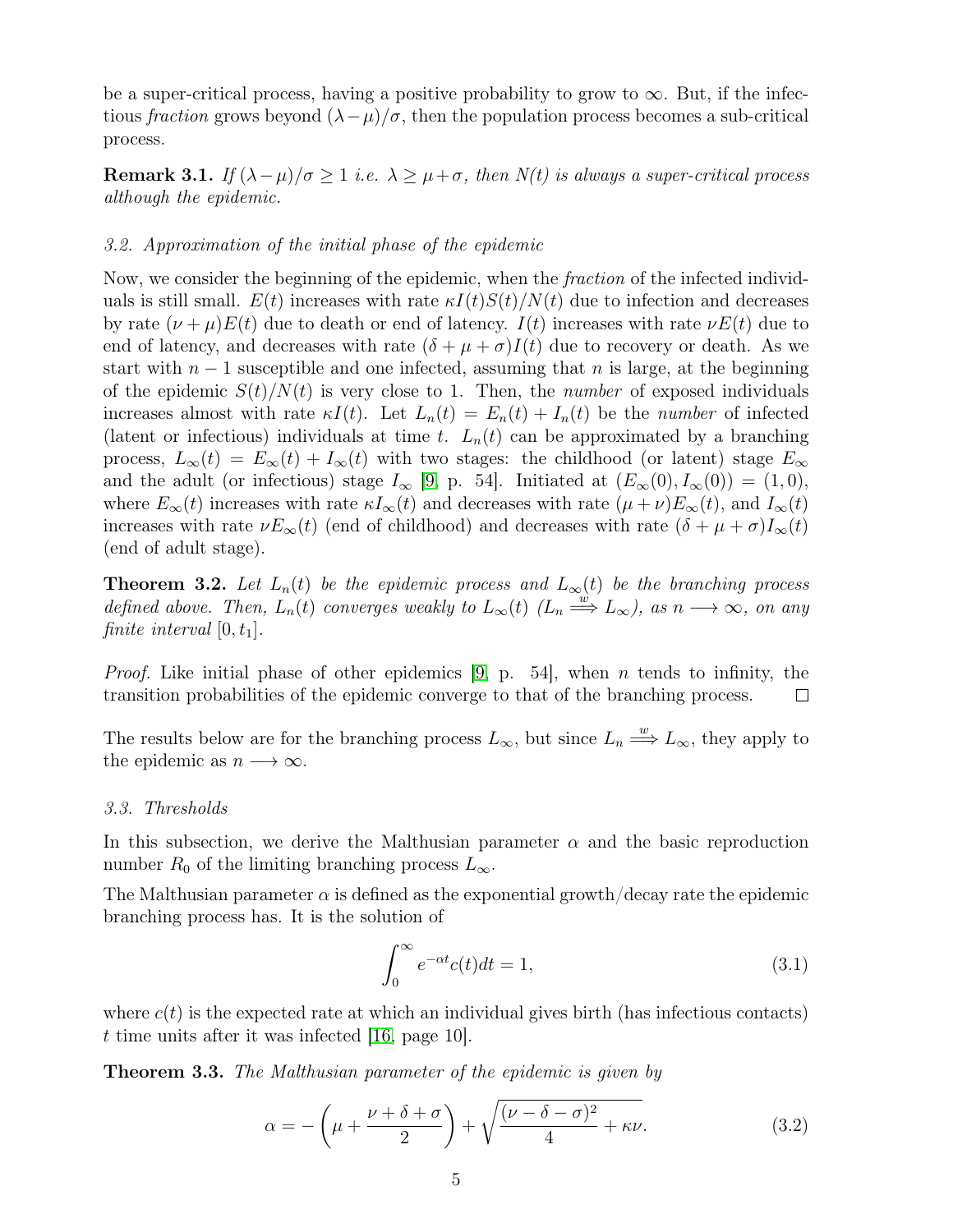be a super-critical process, having a positive probability to grow to $\infty$. But, if the infectious *fraction* grows beyond $(\lambda - \mu)/\sigma$, then the population process becomes a sub-critical process.

**Remark 3.1.** *If $(\lambda - \mu)/\sigma \geq 1$ i.e. $\lambda \geq \mu + \sigma$, then $N(t)$ is always a super-critical process although the epidemic.*

### 3.2. Approximation of the initial phase of the epidemic

Now, we consider the beginning of the epidemic, when the *fraction* of the infected individuals is still small. $E(t)$ increases with rate $\kappa I(t)S(t)/N(t)$ due to infection and decreases by rate $(\nu + \mu)E(t)$ due to death or end of latency. $I(t)$ increases with rate $\nu E(t)$ due to end of latency, and decreases with rate $(\delta + \mu + \sigma)I(t)$ due to recovery or death. As we start with $n - 1$ susceptible and one infected, assuming that $n$ is large, at the beginning of the epidemic $S(t)/N(t)$ is very close to 1. Then, the *number* of exposed individuals increases almost with rate $\kappa I(t)$. Let $L_n(t) = E_n(t) + I_n(t)$ be the *number* of infected (latent or infectious) individuals at time $t$. $L_n(t)$ can be approximated by a branching process, $L_\infty(t) = E_\infty(t) + I_\infty(t)$ with two stages: the childhood (or latent) stage $E_\infty$ and the adult (or infectious) stage $I_\infty$ [9, p. 54]. Initiated at $(E_\infty(0), I_\infty(0)) = (1, 0)$, where $E_\infty(t)$ increases with rate $\kappa I_\infty(t)$ and decreases with rate $(\mu + \nu)E_\infty(t)$, and $I_\infty(t)$ increases with rate $\nu E_\infty(t)$ (end of childhood) and decreases with rate $(\delta + \mu + \sigma)I_\infty(t)$ (end of adult stage).

**Theorem 3.2.** *Let $L_n(t)$ be the epidemic process and $L_\infty(t)$ be the branching process defined above. Then, $L_n(t)$ converges weakly to $L_\infty(t)$ ($L_n \overset{w}{\Longrightarrow} L_\infty$), as $n \longrightarrow \infty$, on any finite interval $[0, t_1]$.*

*Proof.* Like initial phase of other epidemics [9, p. 54], when $n$ tends to infinity, the transition probabilities of the epidemic converge to that of the branching process. □

The results below are for the branching process $L_\infty$, but since $L_n \overset{w}{\Longrightarrow} L_\infty$, they apply to the epidemic as $n \longrightarrow \infty$.

### 3.3. Thresholds

In this subsection, we derive the Malthusian parameter $\alpha$ and the basic reproduction number $R_0$ of the limiting branching process $L_\infty$.

The Malthusian parameter $\alpha$ is defined as the exponential growth/decay rate the epidemic branching process has. It is the solution of

$$\int_0^\infty e^{-\alpha t} c(t) dt = 1, \tag{3.1}$$

where $c(t)$ is the expected rate at which an individual gives birth (has infectious contacts) $t$ time units after it was infected [16, page 10].

**Theorem 3.3.** *The Malthusian parameter of the epidemic is given by*

$$\alpha = -\left(\mu + \frac{\nu + \delta + \sigma}{2}\right) + \sqrt{\frac{(\nu - \delta - \sigma)^2}{4} + \kappa\nu}. \tag{3.2}$$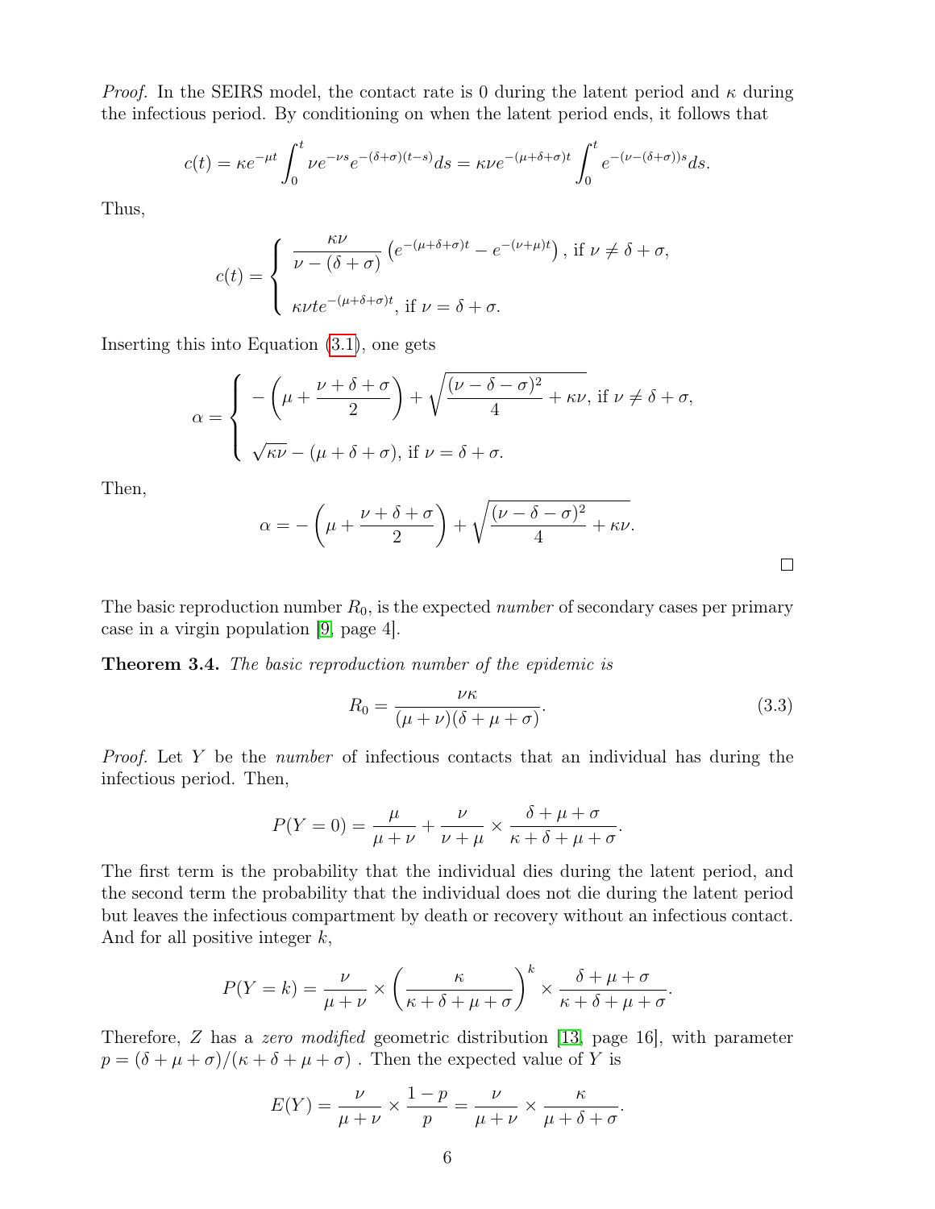*Proof.* In the SEIRS model, the contact rate is 0 during the latent period and $\kappa$ during the infectious period. By conditioning on when the latent period ends, it follows that

$$c(t) = \kappa e^{-\mu t} \int_0^t \nu e^{-\nu s} e^{-(\delta+\sigma)(t-s)} ds = \kappa \nu e^{-(\mu+\delta+\sigma)t} \int_0^t e^{-(\nu-(\delta+\sigma))s} ds.$$

Thus,

$$c(t) = \begin{cases} \dfrac{\kappa\nu}{\nu - (\delta+\sigma)} \left(e^{-(\mu+\delta+\sigma)t} - e^{-(\nu+\mu)t}\right), \text{ if } \nu \neq \delta+\sigma, \\ \\ \kappa\nu t e^{-(\mu+\delta+\sigma)t}, \text{ if } \nu = \delta+\sigma. \end{cases}$$

Inserting this into Equation (3.1), one gets

$$\alpha = \begin{cases} -\left(\mu + \dfrac{\nu+\delta+\sigma}{2}\right) + \sqrt{\dfrac{(\nu-\delta-\sigma)^2}{4} + \kappa\nu}, \text{ if } \nu \neq \delta+\sigma, \\ \\ \sqrt{\kappa\nu} - (\mu+\delta+\sigma), \text{ if } \nu = \delta+\sigma. \end{cases}$$

Then,

$$\alpha = -\left(\mu + \frac{\nu+\delta+\sigma}{2}\right) + \sqrt{\frac{(\nu-\delta-\sigma)^2}{4} + \kappa\nu}.$$

□

The basic reproduction number $R_0$, is the expected *number* of secondary cases per primary case in a virgin population [9, page 4].

**Theorem 3.4.** *The basic reproduction number of the epidemic is*

$$R_0 = \frac{\nu\kappa}{(\mu+\nu)(\delta+\mu+\sigma)}. \tag{3.3}$$

*Proof.* Let $Y$ be the *number* of infectious contacts that an individual has during the infectious period. Then,

$$P(Y=0) = \frac{\mu}{\mu+\nu} + \frac{\nu}{\nu+\mu} \times \frac{\delta+\mu+\sigma}{\kappa+\delta+\mu+\sigma}.$$

The first term is the probability that the individual dies during the latent period, and the second term the probability that the individual does not die during the latent period but leaves the infectious compartment by death or recovery without an infectious contact. And for all positive integer $k$,

$$P(Y=k) = \frac{\nu}{\mu+\nu} \times \left(\frac{\kappa}{\kappa+\delta+\mu+\sigma}\right)^k \times \frac{\delta+\mu+\sigma}{\kappa+\delta+\mu+\sigma}.$$

Therefore, $Z$ has a *zero modified* geometric distribution [13, page 16], with parameter $p = (\delta+\mu+\sigma)/(\kappa+\delta+\mu+\sigma)$ . Then the expected value of $Y$ is

$$E(Y) = \frac{\nu}{\mu+\nu} \times \frac{1-p}{p} = \frac{\nu}{\mu+\nu} \times \frac{\kappa}{\mu+\delta+\sigma}.$$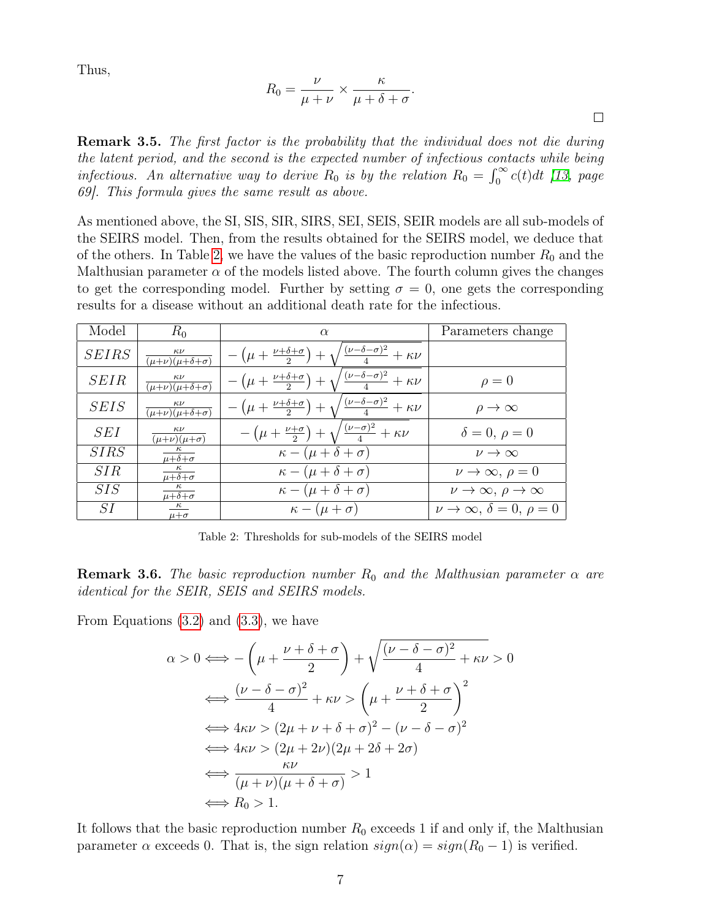Thus,

$$R_0 = \frac{\nu}{\mu + \nu} \times \frac{\kappa}{\mu + \delta + \sigma}.$$

□

**Remark 3.5.** *The first factor is the probability that the individual does not die during the latent period, and the second is the expected number of infectious contacts while being infectious. An alternative way to derive $R_0$ is by the relation $R_0 = \int_0^\infty c(t)dt$ [13, page 69]. This formula gives the same result as above.*

As mentioned above, the SI, SIS, SIR, SIRS, SEI, SEIS, SEIR models are all sub-models of the SEIRS model. Then, from the results obtained for the SEIRS model, we deduce that of the others. In Table 2, we have the values of the basic reproduction number $R_0$ and the Malthusian parameter $\alpha$ of the models listed above. The fourth column gives the changes to get the corresponding model. Further by setting $\sigma = 0$, one gets the corresponding results for a disease without an additional death rate for the infectious.

| Model | $R_0$ | $\alpha$ | Parameters change |
|---|---|---|---|
| $SEIRS$ | $\frac{\kappa\nu}{(\mu+\nu)(\mu+\delta+\sigma)}$ | $-\left(\mu + \frac{\nu+\delta+\sigma}{2}\right) + \sqrt{\frac{(\nu-\delta-\sigma)^2}{4} + \kappa\nu}$ | |
| $SEIR$ | $\frac{\kappa\nu}{(\mu+\nu)(\mu+\delta+\sigma)}$ | $-\left(\mu + \frac{\nu+\delta+\sigma}{2}\right) + \sqrt{\frac{(\nu-\delta-\sigma)^2}{4} + \kappa\nu}$ | $\rho = 0$ |
| $SEIS$ | $\frac{\kappa\nu}{(\mu+\nu)(\mu+\delta+\sigma)}$ | $-\left(\mu + \frac{\nu+\delta+\sigma}{2}\right) + \sqrt{\frac{(\nu-\delta-\sigma)^2}{4} + \kappa\nu}$ | $\rho \to \infty$ |
| $SEI$ | $\frac{\kappa\nu}{(\mu+\nu)(\mu+\sigma)}$ | $-\left(\mu + \frac{\nu+\sigma}{2}\right) + \sqrt{\frac{(\nu-\sigma)^2}{4} + \kappa\nu}$ | $\delta = 0$, $\rho = 0$ |
| $SIRS$ | $\frac{\kappa}{\mu+\delta+\sigma}$ | $\kappa - (\mu + \delta + \sigma)$ | $\nu \to \infty$ |
| $SIR$ | $\frac{\kappa}{\mu+\delta+\sigma}$ | $\kappa - (\mu + \delta + \sigma)$ | $\nu \to \infty$, $\rho = 0$ |
| $SIS$ | $\frac{\kappa}{\mu+\delta+\sigma}$ | $\kappa - (\mu + \delta + \sigma)$ | $\nu \to \infty$, $\rho \to \infty$ |
| $SI$ | $\frac{\kappa}{\mu+\sigma}$ | $\kappa - (\mu + \sigma)$ | $\nu \to \infty$, $\delta = 0$, $\rho = 0$ |

Table 2: Thresholds for sub-models of the SEIRS model

**Remark 3.6.** *The basic reproduction number $R_0$ and the Malthusian parameter $\alpha$ are identical for the SEIR, SEIS and SEIRS models.*

From Equations (3.2) and (3.3), we have

$$\begin{aligned}
\alpha > 0 &\iff -\left(\mu + \frac{\nu + \delta + \sigma}{2}\right) + \sqrt{\frac{(\nu - \delta - \sigma)^2}{4} + \kappa\nu} > 0 \\
&\iff \frac{(\nu - \delta - \sigma)^2}{4} + \kappa\nu > \left(\mu + \frac{\nu + \delta + \sigma}{2}\right)^2 \\
&\iff 4\kappa\nu > (2\mu + \nu + \delta + \sigma)^2 - (\nu - \delta - \sigma)^2 \\
&\iff 4\kappa\nu > (2\mu + 2\nu)(2\mu + 2\delta + 2\sigma) \\
&\iff \frac{\kappa\nu}{(\mu + \nu)(\mu + \delta + \sigma)} > 1 \\
&\iff R_0 > 1.
\end{aligned}$$

It follows that the basic reproduction number $R_0$ exceeds 1 if and only if, the Malthusian parameter $\alpha$ exceeds 0. That is, the sign relation $sign(\alpha) = sign(R_0 - 1)$ is verified.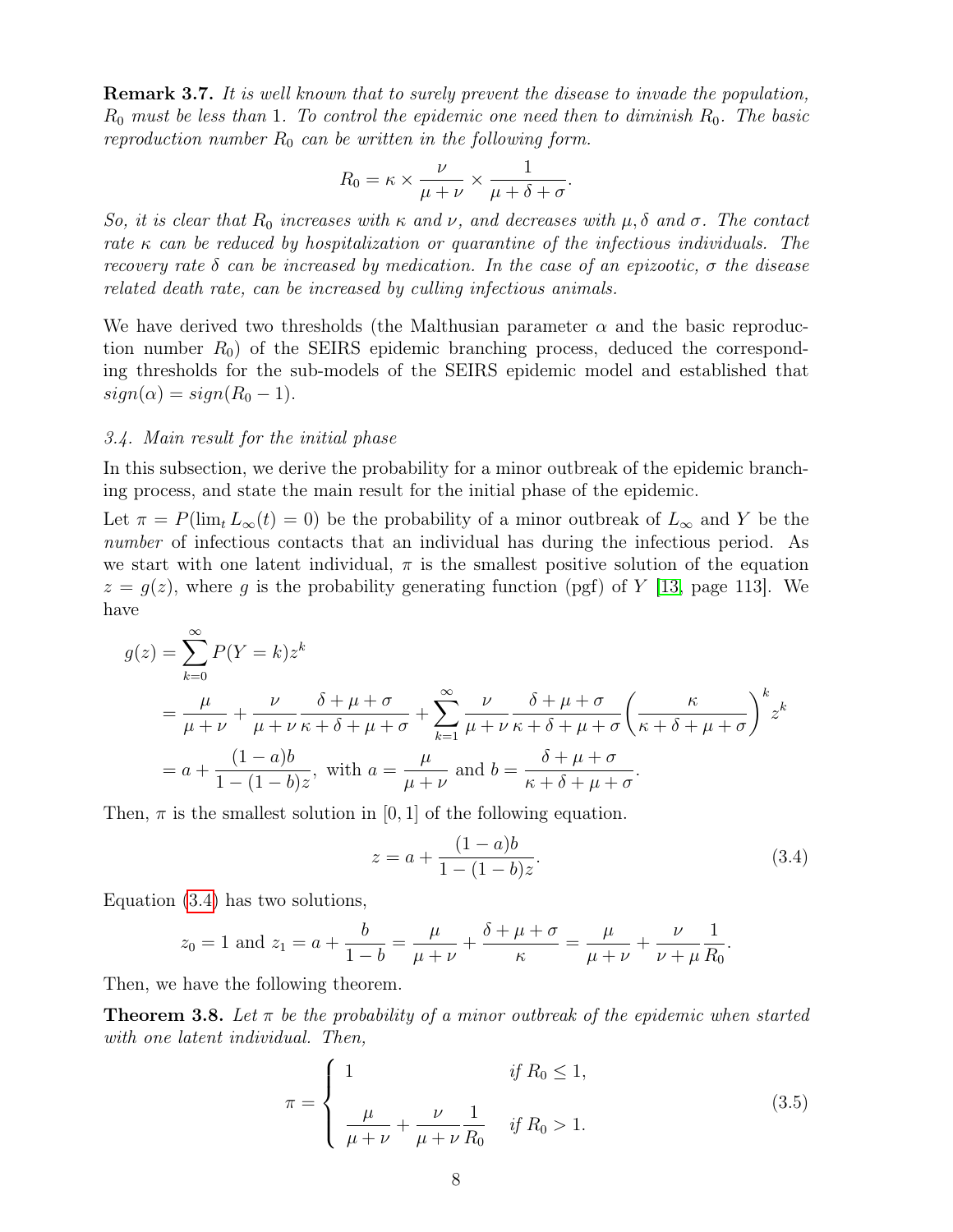**Remark 3.7.** *It is well known that to surely prevent the disease to invade the population, $R_0$ must be less than 1. To control the epidemic one need then to diminish $R_0$. The basic reproduction number $R_0$ can be written in the following form.*

$$R_0 = \kappa \times \frac{\nu}{\mu+\nu} \times \frac{1}{\mu+\delta+\sigma}.$$

*So, it is clear that $R_0$ increases with $\kappa$ and $\nu$, and decreases with $\mu, \delta$ and $\sigma$. The contact rate $\kappa$ can be reduced by hospitalization or quarantine of the infectious individuals. The recovery rate $\delta$ can be increased by medication. In the case of an epizootic, $\sigma$ the disease related death rate, can be increased by culling infectious animals.*

We have derived two thresholds (the Malthusian parameter $\alpha$ and the basic reproduction number $R_0$) of the SEIRS epidemic branching process, deduced the corresponding thresholds for the sub-models of the SEIRS epidemic model and established that $sign(\alpha) = sign(R_0 - 1)$.

### 3.4. Main result for the initial phase

In this subsection, we derive the probability for a minor outbreak of the epidemic branching process, and state the main result for the initial phase of the epidemic.

Let $\pi = P(\lim_t L_\infty(t) = 0)$ be the probability of a minor outbreak of $L_\infty$ and $Y$ be the *number* of infectious contacts that an individual has during the infectious period. As we start with one latent individual, $\pi$ is the smallest positive solution of the equation $z = g(z)$, where $g$ is the probability generating function (pgf) of $Y$ [13, page 113]. We have

$$\begin{aligned}
g(z) &= \sum_{k=0}^{\infty} P(Y=k) z^k \\
&= \frac{\mu}{\mu+\nu} + \frac{\nu}{\mu+\nu}\frac{\delta+\mu+\sigma}{\kappa+\delta+\mu+\sigma} + \sum_{k=1}^{\infty} \frac{\nu}{\mu+\nu}\frac{\delta+\mu+\sigma}{\kappa+\delta+\mu+\sigma}\left(\frac{\kappa}{\kappa+\delta+\mu+\sigma}\right)^k z^k \\
&= a + \frac{(1-a)b}{1-(1-b)z}, \text{ with } a = \frac{\mu}{\mu+\nu} \text{ and } b = \frac{\delta+\mu+\sigma}{\kappa+\delta+\mu+\sigma}.
\end{aligned}$$

Then, $\pi$ is the smallest solution in $[0, 1]$ of the following equation.

$$z = a + \frac{(1-a)b}{1-(1-b)z}. \tag{3.4}$$

Equation (3.4) has two solutions,

$$z_0 = 1 \text{ and } z_1 = a + \frac{b}{1-b} = \frac{\mu}{\mu+\nu} + \frac{\delta+\mu+\sigma}{\kappa} = \frac{\mu}{\mu+\nu} + \frac{\nu}{\nu+\mu}\frac{1}{R_0}.$$

Then, we have the following theorem.

**Theorem 3.8.** *Let $\pi$ be the probability of a minor outbreak of the epidemic when started with one latent individual. Then,*

$$\pi = \begin{cases} 1 & \text{if } R_0 \le 1, \\[2ex] \dfrac{\mu}{\mu+\nu} + \dfrac{\nu}{\mu+\nu}\dfrac{1}{R_0} & \text{if } R_0 > 1. \end{cases} \tag{3.5}$$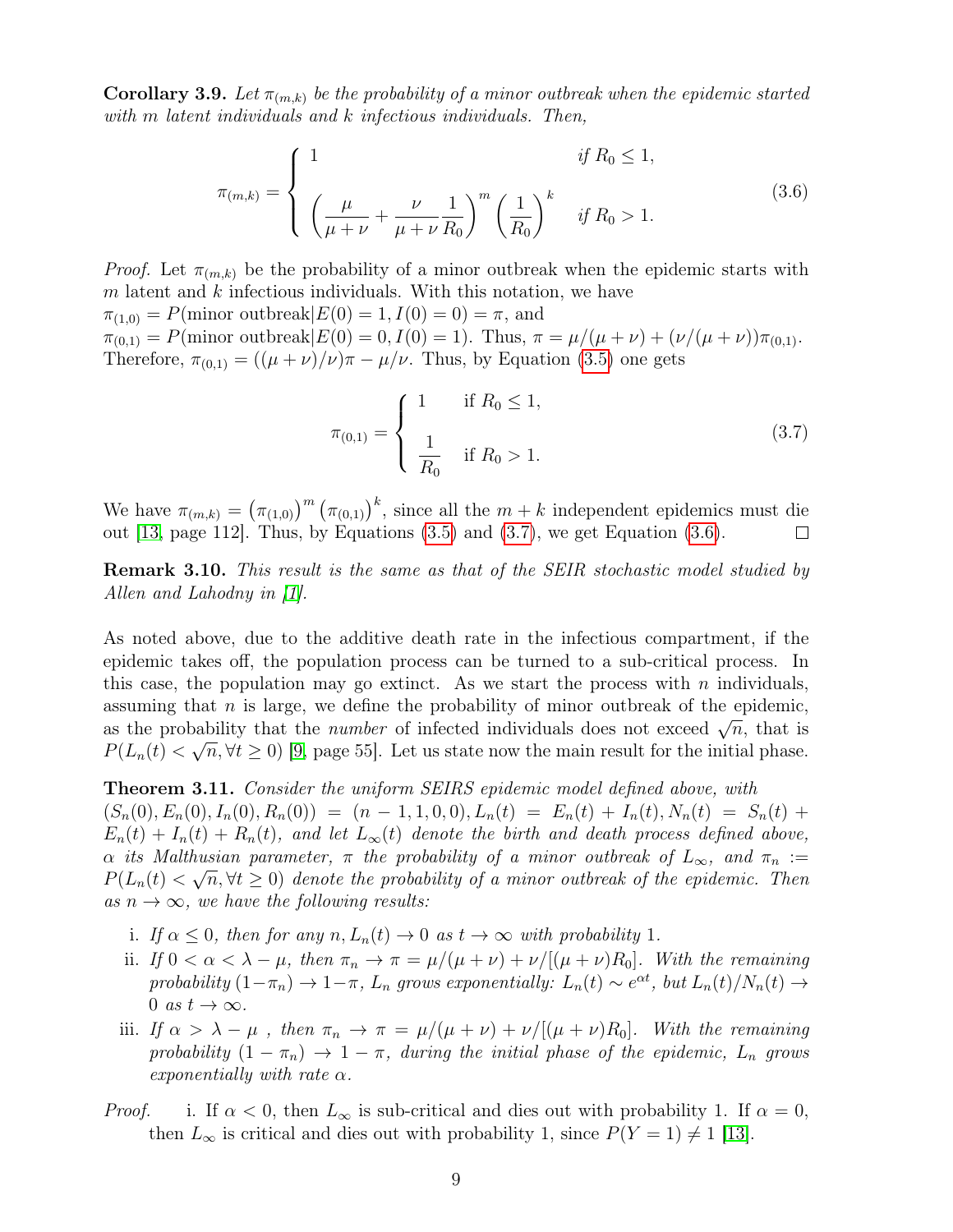**Corollary 3.9.** *Let $\pi_{(m,k)}$ be the probability of a minor outbreak when the epidemic started with $m$ latent individuals and $k$ infectious individuals. Then,*

$$\pi_{(m,k)} = \begin{cases} 1 & \text{if } R_0 \leq 1, \\ \left(\dfrac{\mu}{\mu+\nu} + \dfrac{\nu}{\mu+\nu}\dfrac{1}{R_0}\right)^m \left(\dfrac{1}{R_0}\right)^k & \text{if } R_0 > 1. \end{cases} \tag{3.6}$$

*Proof.* Let $\pi_{(m,k)}$ be the probability of a minor outbreak when the epidemic starts with $m$ latent and $k$ infectious individuals. With this notation, we have
$\pi_{(1,0)} = P(\text{minor outbreak}|E(0) = 1, I(0) = 0) = \pi$, and
$\pi_{(0,1)} = P(\text{minor outbreak}|E(0) = 0, I(0) = 1)$. Thus, $\pi = \mu/(\mu+\nu) + (\nu/(\mu+\nu))\pi_{(0,1)}$. Therefore, $\pi_{(0,1)} = ((\mu+\nu)/\nu)\pi - \mu/\nu$. Thus, by Equation (3.5) one gets

$$\pi_{(0,1)} = \begin{cases} 1 & \text{if } R_0 \leq 1, \\ \dfrac{1}{R_0} & \text{if } R_0 > 1. \end{cases} \tag{3.7}$$

We have $\pi_{(m,k)} = \left(\pi_{(1,0)}\right)^m \left(\pi_{(0,1)}\right)^k$, since all the $m+k$ independent epidemics must die out [13, page 112]. Thus, by Equations (3.5) and (3.7), we get Equation (3.6). □

**Remark 3.10.** *This result is the same as that of the SEIR stochastic model studied by Allen and Lahodny in [1].*

As noted above, due to the additive death rate in the infectious compartment, if the epidemic takes off, the population process can be turned to a sub-critical process. In this case, the population may go extinct. As we start the process with $n$ individuals, assuming that $n$ is large, we define the probability of minor outbreak of the epidemic, as the probability that the *number* of infected individuals does not exceed $\sqrt{n}$, that is $P(L_n(t) < \sqrt{n}, \forall t \geq 0)$ [9, page 55]. Let us state now the main result for the initial phase.

**Theorem 3.11.** *Consider the uniform SEIRS epidemic model defined above, with $(S_n(0), E_n(0), I_n(0), R_n(0)) = (n-1, 1, 0, 0), L_n(t) = E_n(t) + I_n(t), N_n(t) = S_n(t) + E_n(t) + I_n(t) + R_n(t)$, and let $L_\infty(t)$ denote the birth and death process defined above, $\alpha$ its Malthusian parameter, $\pi$ the probability of a minor outbreak of $L_\infty$, and $\pi_n := P(L_n(t) < \sqrt{n}, \forall t \geq 0)$ denote the probability of a minor outbreak of the epidemic. Then as $n \to \infty$, we have the following results:*

i. *If $\alpha \leq 0$, then for any $n, L_n(t) \to 0$ as $t \to \infty$ with probability 1.*
ii. *If $0 < \alpha < \lambda - \mu$, then $\pi_n \to \pi = \mu/(\mu+\nu) + \nu/[(\mu+\nu)R_0]$. With the remaining probability $(1-\pi_n) \to 1-\pi$, $L_n$ grows exponentially: $L_n(t) \sim e^{\alpha t}$, but $L_n(t)/N_n(t) \to 0$ as $t \to \infty$.*
iii. *If $\alpha > \lambda - \mu$ , then $\pi_n \to \pi = \mu/(\mu+\nu) + \nu/[(\mu+\nu)R_0]$. With the remaining probability $(1-\pi_n) \to 1-\pi$, during the initial phase of the epidemic, $L_n$ grows exponentially with rate $\alpha$.*

*Proof.* i. If $\alpha < 0$, then $L_\infty$ is sub-critical and dies out with probability 1. If $\alpha = 0$, then $L_\infty$ is critical and dies out with probability 1, since $P(Y = 1) \neq 1$ [13].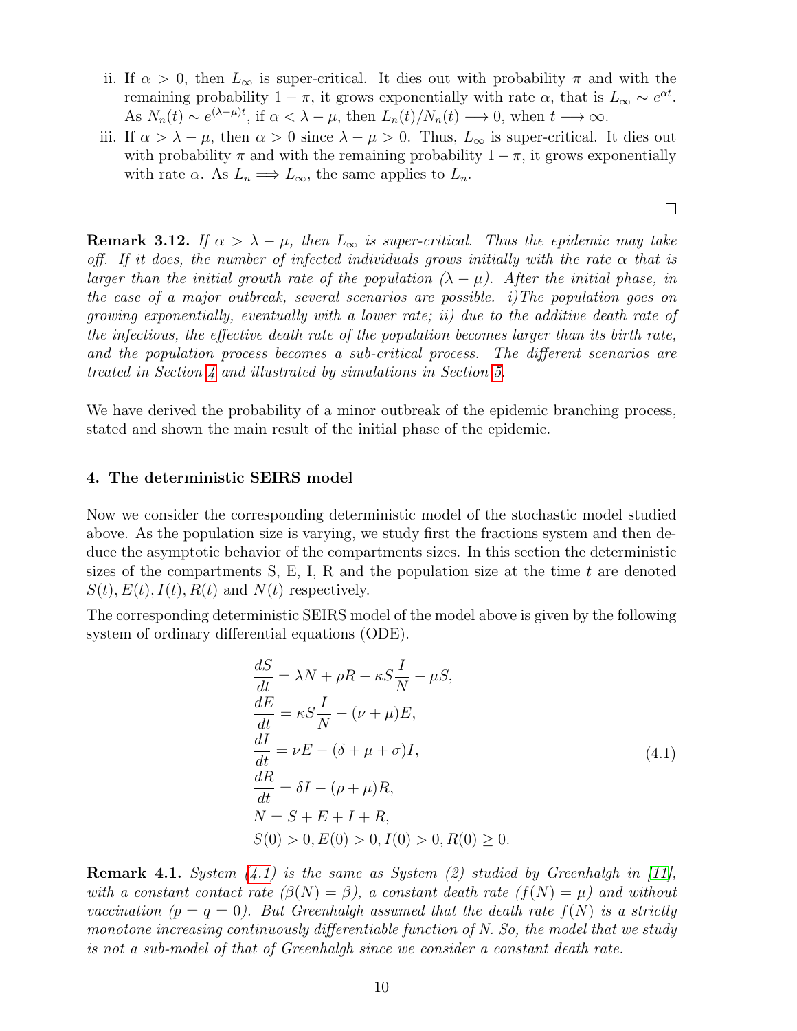ii. If $\alpha > 0$, then $L_\infty$ is super-critical. It dies out with probability $\pi$ and with the remaining probability $1 - \pi$, it grows exponentially with rate $\alpha$, that is $L_\infty \sim e^{\alpha t}$. As $N_n(t) \sim e^{(\lambda-\mu)t}$, if $\alpha < \lambda - \mu$, then $L_n(t)/N_n(t) \longrightarrow 0$, when $t \longrightarrow \infty$.

iii. If $\alpha > \lambda - \mu$, then $\alpha > 0$ since $\lambda - \mu > 0$. Thus, $L_\infty$ is super-critical. It dies out with probability $\pi$ and with the remaining probability $1 - \pi$, it grows exponentially with rate $\alpha$. As $L_n \Longrightarrow L_\infty$, the same applies to $L_n$.

□

**Remark 3.12.** *If $\alpha > \lambda - \mu$, then $L_\infty$ is super-critical. Thus the epidemic may take off. If it does, the number of infected individuals grows initially with the rate $\alpha$ that is larger than the initial growth rate of the population $(\lambda - \mu)$. After the initial phase, in the case of a major outbreak, several scenarios are possible. i)The population goes on growing exponentially, eventually with a lower rate; ii) due to the additive death rate of the infectious, the effective death rate of the population becomes larger than its birth rate, and the population process becomes a sub-critical process. The different scenarios are treated in Section 4 and illustrated by simulations in Section 5.*

We have derived the probability of a minor outbreak of the epidemic branching process, stated and shown the main result of the initial phase of the epidemic.

## 4. The deterministic SEIRS model

Now we consider the corresponding deterministic model of the stochastic model studied above. As the population size is varying, we study first the fractions system and then deduce the asymptotic behavior of the compartments sizes. In this section the deterministic sizes of the compartments S, E, I, R and the population size at the time $t$ are denoted $S(t), E(t), I(t), R(t)$ and $N(t)$ respectively.

The corresponding deterministic SEIRS model of the model above is given by the following system of ordinary differential equations (ODE).

$$
\begin{aligned}
&\frac{dS}{dt} = \lambda N + \rho R - \kappa S \frac{I}{N} - \mu S, \\
&\frac{dE}{dt} = \kappa S \frac{I}{N} - (\nu + \mu) E, \\
&\frac{dI}{dt} = \nu E - (\delta + \mu + \sigma) I, \\
&\frac{dR}{dt} = \delta I - (\rho + \mu) R, \\
&N = S + E + I + R, \\
&S(0) > 0, E(0) > 0, I(0) > 0, R(0) \geq 0.
\end{aligned}
\tag{4.1}
$$

**Remark 4.1.** *System (4.1) is the same as System (2) studied by Greenhalgh in [11], with a constant contact rate ($\beta(N) = \beta$), a constant death rate ($f(N) = \mu$) and without vaccination ($p = q = 0$). But Greenhalgh assumed that the death rate $f(N)$ is a strictly monotone increasing continuously differentiable function of N. So, the model that we study is not a sub-model of that of Greenhalgh since we consider a constant death rate.*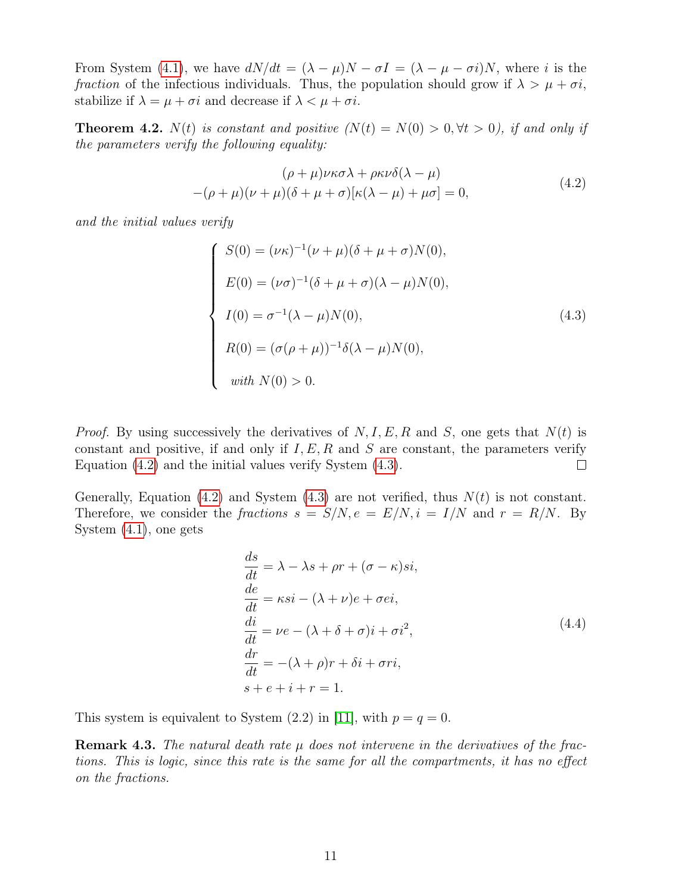From System (4.1), we have $dN/dt = (\lambda - \mu)N - \sigma I = (\lambda - \mu - \sigma i)N$, where $i$ is the *fraction* of the infectious individuals. Thus, the population should grow if $\lambda > \mu + \sigma i$, stabilize if $\lambda = \mu + \sigma i$ and decrease if $\lambda < \mu + \sigma i$.

**Theorem 4.2.** *$N(t)$ is constant and positive ($N(t) = N(0) > 0, \forall t > 0$), if and only if the parameters verify the following equality:*

$$
\begin{aligned}
&(\rho + \mu)\nu\kappa\sigma\lambda + \rho\kappa\nu\delta(\lambda - \mu) \\
-&(\rho + \mu)(\nu + \mu)(\delta + \mu + \sigma)[\kappa(\lambda - \mu) + \mu\sigma] = 0,
\end{aligned}
\tag{4.2}
$$

*and the initial values verify*

$$
\begin{cases}
S(0) = (\nu\kappa)^{-1}(\nu + \mu)(\delta + \mu + \sigma)N(0), \\
E(0) = (\nu\sigma)^{-1}(\delta + \mu + \sigma)(\lambda - \mu)N(0), \\
I(0) = \sigma^{-1}(\lambda - \mu)N(0), \\
R(0) = (\sigma(\rho + \mu))^{-1}\delta(\lambda - \mu)N(0), \\
\text{with } N(0) > 0.
\end{cases}
\tag{4.3}
$$

*Proof.* By using successively the derivatives of $N, I, E, R$ and $S$, one gets that $N(t)$ is constant and positive, if and only if $I, E, R$ and $S$ are constant, the parameters verify Equation (4.2) and the initial values verify System (4.3). ◻

Generally, Equation (4.2) and System (4.3) are not verified, thus $N(t)$ is not constant. Therefore, we consider the *fractions* $s = S/N, e = E/N, i = I/N$ and $r = R/N$. By System (4.1), one gets

$$
\begin{aligned}
&\frac{ds}{dt} = \lambda - \lambda s + \rho r + (\sigma - \kappa)si, \\
&\frac{de}{dt} = \kappa si - (\lambda + \nu)e + \sigma ei, \\
&\frac{di}{dt} = \nu e - (\lambda + \delta + \sigma)i + \sigma i^2, \\
&\frac{dr}{dt} = -(\lambda + \rho)r + \delta i + \sigma ri, \\
&s + e + i + r = 1.
\end{aligned}
\tag{4.4}
$$

This system is equivalent to System (2.2) in [11], with $p = q = 0$.

**Remark 4.3.** *The natural death rate $\mu$ does not intervene in the derivatives of the fractions. This is logic, since this rate is the same for all the compartments, it has no effect on the fractions.*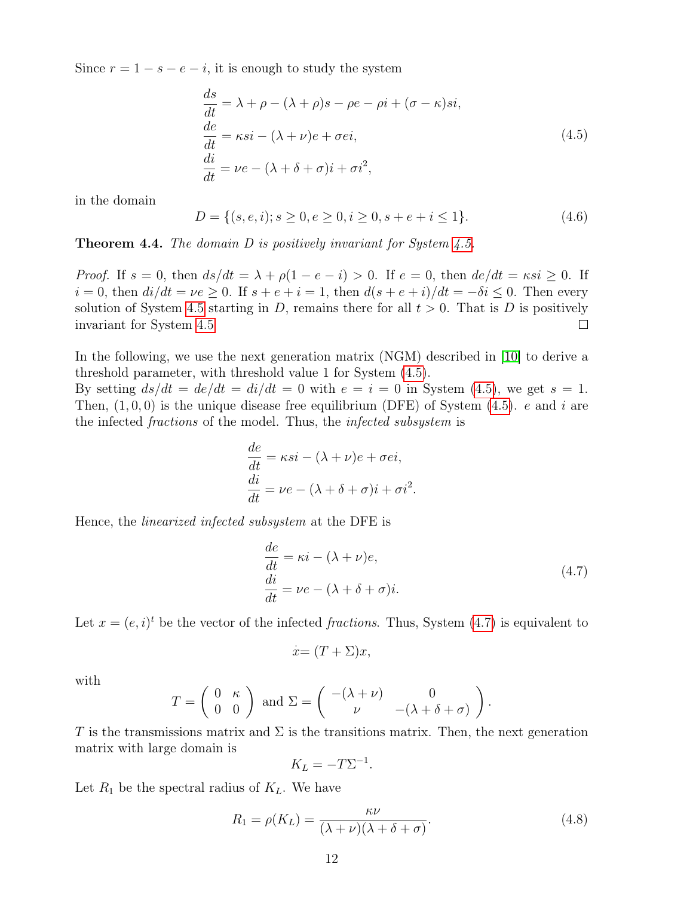Since $r = 1 - s - e - i$, it is enough to study the system

$$
\begin{aligned}
\frac{ds}{dt} &= \lambda + \rho - (\lambda + \rho)s - \rho e - \rho i + (\sigma - \kappa)si, \\
\frac{de}{dt} &= \kappa si - (\lambda + \nu)e + \sigma ei, \\
\frac{di}{dt} &= \nu e - (\lambda + \delta + \sigma)i + \sigma i^2,
\end{aligned}
\tag{4.5}
$$

in the domain

$$
D = \{(s, e, i); s \geq 0, e \geq 0, i \geq 0, s + e + i \leq 1\}. \tag{4.6}
$$

**Theorem 4.4.** *The domain $D$ is positively invariant for System 4.5.*

*Proof.* If $s = 0$, then $ds/dt = \lambda + \rho(1 - e - i) > 0$. If $e = 0$, then $de/dt = \kappa si \geq 0$. If $i = 0$, then $di/dt = \nu e \geq 0$. If $s + e + i = 1$, then $d(s + e + i)/dt = -\delta i \leq 0$. Then every solution of System 4.5 starting in $D$, remains there for all $t > 0$. That is $D$ is positively invariant for System 4.5. $\square$

In the following, we use the next generation matrix (NGM) described in [10] to derive a threshold parameter, with threshold value 1 for System (4.5).
By setting $ds/dt = de/dt = di/dt = 0$ with $e = i = 0$ in System (4.5), we get $s = 1$. Then, $(1, 0, 0)$ is the unique disease free equilibrium (DFE) of System (4.5). $e$ and $i$ are the infected *fractions* of the model. Thus, the *infected subsystem* is

$$
\begin{aligned}
\frac{de}{dt} &= \kappa si - (\lambda + \nu)e + \sigma ei, \\
\frac{di}{dt} &= \nu e - (\lambda + \delta + \sigma)i + \sigma i^2.
\end{aligned}
$$

Hence, the *linearized infected subsystem* at the DFE is

$$
\begin{aligned}
\frac{de}{dt} &= \kappa i - (\lambda + \nu)e, \\
\frac{di}{dt} &= \nu e - (\lambda + \delta + \sigma)i.
\end{aligned}
\tag{4.7}
$$

Let $x = (e, i)^t$ be the vector of the infected *fractions*. Thus, System (4.7) is equivalent to

$$
\dot{x} = (T + \Sigma)x,
$$

with

$$
T = \begin{pmatrix} 0 & \kappa \\ 0 & 0 \end{pmatrix} \text{ and } \Sigma = \begin{pmatrix} -(\lambda + \nu) & 0 \\ \nu & -(\lambda + \delta + \sigma) \end{pmatrix}.
$$

$T$ is the transmissions matrix and $\Sigma$ is the transitions matrix. Then, the next generation matrix with large domain is

$$
K_L = -T\Sigma^{-1}.
$$

Let $R_1$ be the spectral radius of $K_L$. We have

$$
R_1 = \rho(K_L) = \frac{\kappa\nu}{(\lambda + \nu)(\lambda + \delta + \sigma)}. \tag{4.8}
$$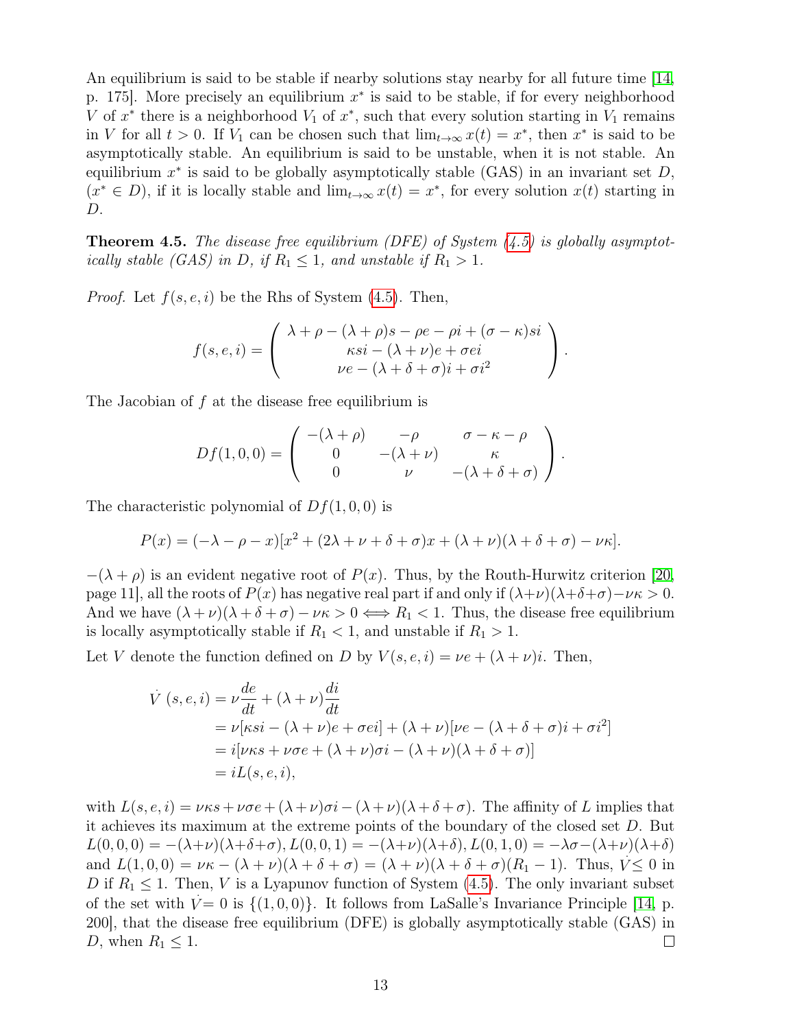An equilibrium is said to be stable if nearby solutions stay nearby for all future time [14, p. 175]. More precisely an equilibrium $x^*$ is said to be stable, if for every neighborhood $V$ of $x^*$ there is a neighborhood $V_1$ of $x^*$, such that every solution starting in $V_1$ remains in $V$ for all $t > 0$. If $V_1$ can be chosen such that $\lim_{t\to\infty} x(t) = x^*$, then $x^*$ is said to be asymptotically stable. An equilibrium is said to be unstable, when it is not stable. An equilibrium $x^*$ is said to be globally asymptotically stable (GAS) in an invariant set $D$, ($x^* \in D$), if it is locally stable and $\lim_{t\to\infty} x(t) = x^*$, for every solution $x(t)$ starting in $D$.

**Theorem 4.5.** *The disease free equilibrium (DFE) of System (4.5) is globally asymptotically stable (GAS) in D, if $R_1 \leq 1$, and unstable if $R_1 > 1$.*

*Proof.* Let $f(s, e, i)$ be the Rhs of System (4.5). Then,

$$f(s,e,i) = \begin{pmatrix} \lambda + \rho - (\lambda+\rho)s - \rho e - \rho i + (\sigma - \kappa)si \\ \kappa si - (\lambda+\nu)e + \sigma ei \\ \nu e - (\lambda+\delta+\sigma)i + \sigma i^2 \end{pmatrix}.$$

The Jacobian of $f$ at the disease free equilibrium is

$$Df(1,0,0) = \begin{pmatrix} -(\lambda+\rho) & -\rho & \sigma-\kappa-\rho \\ 0 & -(\lambda+\nu) & \kappa \\ 0 & \nu & -(\lambda+\delta+\sigma) \end{pmatrix}.$$

The characteristic polynomial of $Df(1,0,0)$ is

$$P(x) = (-\lambda-\rho-x)[x^2 + (2\lambda+\nu+\delta+\sigma)x + (\lambda+\nu)(\lambda+\delta+\sigma) - \nu\kappa].$$

$-(\lambda+\rho)$ is an evident negative root of $P(x)$. Thus, by the Routh-Hurwitz criterion [20, page 11], all the roots of $P(x)$ has negative real part if and only if $(\lambda+\nu)(\lambda+\delta+\sigma)-\nu\kappa > 0$. And we have $(\lambda+\nu)(\lambda+\delta+\sigma)-\nu\kappa > 0 \Longleftrightarrow R_1 < 1$. Thus, the disease free equilibrium is locally asymptotically stable if $R_1 < 1$, and unstable if $R_1 > 1$.

Let $V$ denote the function defined on $D$ by $V(s,e,i) = \nu e + (\lambda+\nu)i$. Then,

$$\begin{aligned}
\dot{V}(s,e,i) &= \nu\frac{de}{dt} + (\lambda+\nu)\frac{di}{dt} \\
&= \nu[\kappa si - (\lambda+\nu)e + \sigma ei] + (\lambda+\nu)[\nu e - (\lambda+\delta+\sigma)i + \sigma i^2] \\
&= i[\nu\kappa s + \nu\sigma e + (\lambda+\nu)\sigma i - (\lambda+\nu)(\lambda+\delta+\sigma)] \\
&= iL(s,e,i),
\end{aligned}$$

with $L(s,e,i) = \nu\kappa s + \nu\sigma e + (\lambda+\nu)\sigma i - (\lambda+\nu)(\lambda+\delta+\sigma)$. The affinity of $L$ implies that it achieves its maximum at the extreme points of the boundary of the closed set $D$. But $L(0,0,0) = -(\lambda+\nu)(\lambda+\delta+\sigma)$, $L(0,0,1) = -(\lambda+\nu)(\lambda+\delta)$, $L(0,1,0) = -\lambda\sigma-(\lambda+\nu)(\lambda+\delta)$ and $L(1,0,0) = \nu\kappa - (\lambda+\nu)(\lambda+\delta+\sigma) = (\lambda+\nu)(\lambda+\delta+\sigma)(R_1 - 1)$. Thus, $\dot{V} \leq 0$ in $D$ if $R_1 \leq 1$. Then, $V$ is a Lyapunov function of System (4.5). The only invariant subset of the set with $\dot{V} = 0$ is $\{(1,0,0)\}$. It follows from LaSalle's Invariance Principle [14, p. 200], that the disease free equilibrium (DFE) is globally asymptotically stable (GAS) in $D$, when $R_1 \leq 1$. □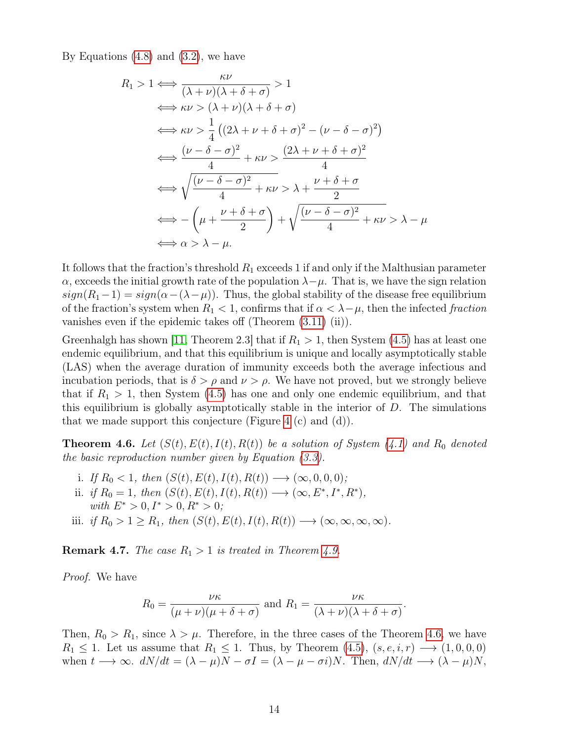By Equations (4.8) and (3.2), we have

$$
\begin{aligned}
R_1 > 1 &\iff \frac{\kappa\nu}{(\lambda+\nu)(\lambda+\delta+\sigma)} > 1 \\
&\iff \kappa\nu > (\lambda+\nu)(\lambda+\delta+\sigma) \\
&\iff \kappa\nu > \frac{1}{4}\left((2\lambda+\nu+\delta+\sigma)^2 - (\nu-\delta-\sigma)^2\right) \\
&\iff \frac{(\nu-\delta-\sigma)^2}{4} + \kappa\nu > \frac{(2\lambda+\nu+\delta+\sigma)^2}{4} \\
&\iff \sqrt{\frac{(\nu-\delta-\sigma)^2}{4} + \kappa\nu} > \lambda + \frac{\nu+\delta+\sigma}{2} \\
&\iff -\left(\mu + \frac{\nu+\delta+\sigma}{2}\right) + \sqrt{\frac{(\nu-\delta-\sigma)^2}{4} + \kappa\nu} > \lambda - \mu \\
&\iff \alpha > \lambda - \mu.
\end{aligned}
$$

It follows that the fraction's threshold $R_1$ exceeds 1 if and only if the Malthusian parameter $\alpha$, exceeds the initial growth rate of the population $\lambda - \mu$. That is, we have the sign relation $sign(R_1 - 1) = sign(\alpha - (\lambda - \mu))$. Thus, the global stability of the disease free equilibrium of the fraction's system when $R_1 < 1$, confirms that if $\alpha < \lambda - \mu$, then the infected *fraction* vanishes even if the epidemic takes off (Theorem (3.11) (ii)).

Greenhalgh has shown [11, Theorem 2.3] that if $R_1 > 1$, then System (4.5) has at least one endemic equilibrium, and that this equilibrium is unique and locally asymptotically stable (LAS) when the average duration of immunity exceeds both the average infectious and incubation periods, that is $\delta > \rho$ and $\nu > \rho$. We have not proved, but we strongly believe that if $R_1 > 1$, then System (4.5) has one and only one endemic equilibrium, and that this equilibrium is globally asymptotically stable in the interior of $D$. The simulations that we made support this conjecture (Figure 4 (c) and (d)).

**Theorem 4.6.** *Let $(S(t), E(t), I(t), R(t))$ be a solution of System (4.1) and $R_0$ denoted the basic reproduction number given by Equation (3.3).*

i. *If $R_0 < 1$, then $(S(t), E(t), I(t), R(t)) \longrightarrow (\infty, 0, 0, 0)$;*
ii. *if $R_0 = 1$, then $(S(t), E(t), I(t), R(t)) \longrightarrow (\infty, E^*, I^*, R^*)$, with $E^* > 0, I^* > 0, R^* > 0$;*
iii. *if $R_0 > 1 \geq R_1$, then $(S(t), E(t), I(t), R(t)) \longrightarrow (\infty, \infty, \infty, \infty)$.*

**Remark 4.7.** *The case $R_1 > 1$ is treated in Theorem 4.9.*

*Proof.* We have

$$
R_0 = \frac{\nu\kappa}{(\mu+\nu)(\mu+\delta+\sigma)} \text{ and } R_1 = \frac{\nu\kappa}{(\lambda+\nu)(\lambda+\delta+\sigma)}.
$$

Then, $R_0 > R_1$, since $\lambda > \mu$. Therefore, in the three cases of the Theorem 4.6, we have $R_1 \leq 1$. Let us assume that $R_1 \leq 1$. Thus, by Theorem (4.5), $(s, e, i, r) \longrightarrow (1, 0, 0, 0)$ when $t \longrightarrow \infty$. $dN/dt = (\lambda - \mu)N - \sigma I = (\lambda - \mu - \sigma i)N$. Then, $dN/dt \longrightarrow (\lambda - \mu)N$,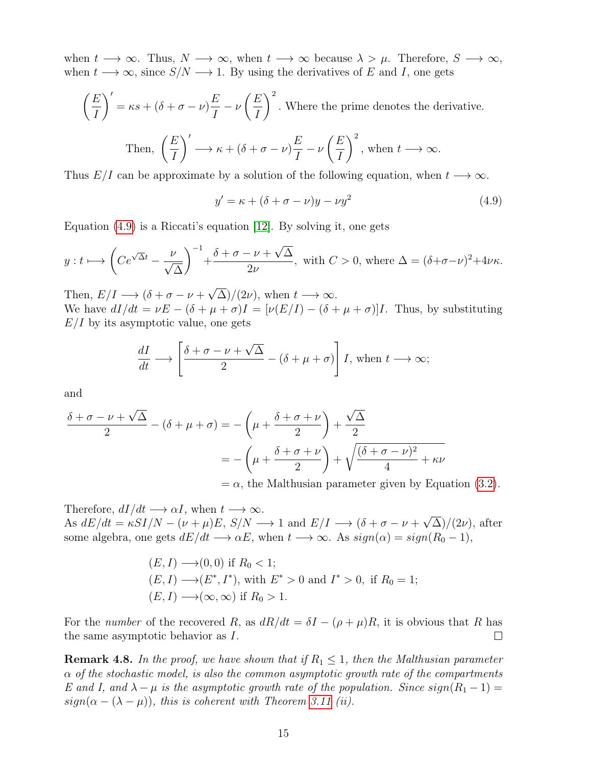when $t \longrightarrow \infty$. Thus, $N \longrightarrow \infty$, when $t \longrightarrow \infty$ because $\lambda > \mu$. Therefore, $S \longrightarrow \infty$, when $t \longrightarrow \infty$, since $S/N \longrightarrow 1$. By using the derivatives of $E$ and $I$, one gets

$$\left(\frac{E}{I}\right)' = \kappa s + (\delta + \sigma - \nu)\frac{E}{I} - \nu\left(\frac{E}{I}\right)^2. \text{ Where the prime denotes the derivative.}$$

$$\text{Then, } \left(\frac{E}{I}\right)' \longrightarrow \kappa + (\delta + \sigma - \nu)\frac{E}{I} - \nu\left(\frac{E}{I}\right)^2, \text{ when } t \longrightarrow \infty.$$

Thus $E/I$ can be approximate by a solution of the following equation, when $t \longrightarrow \infty$.

$$y' = \kappa + (\delta + \sigma - \nu)y - \nu y^2 \tag{4.9}$$

Equation (4.9) is a Riccati's equation [12]. By solving it, one gets

$$y : t \longmapsto \left(Ce^{\sqrt{\Delta}t} - \frac{\nu}{\sqrt{\Delta}}\right)^{-1} + \frac{\delta + \sigma - \nu + \sqrt{\Delta}}{2\nu}, \text{ with } C > 0, \text{ where } \Delta = (\delta+\sigma-\nu)^2 + 4\nu\kappa.$$

Then, $E/I \longrightarrow (\delta + \sigma - \nu + \sqrt{\Delta})/(2\nu)$, when $t \longrightarrow \infty$.
We have $dI/dt = \nu E - (\delta + \mu + \sigma)I = [\nu(E/I) - (\delta + \mu + \sigma)]I$. Thus, by substituting $E/I$ by its asymptotic value, one gets

$$\frac{dI}{dt} \longrightarrow \left[\frac{\delta + \sigma - \nu + \sqrt{\Delta}}{2} - (\delta + \mu + \sigma)\right] I, \text{ when } t \longrightarrow \infty;$$

and

$$\begin{aligned}
\frac{\delta + \sigma - \nu + \sqrt{\Delta}}{2} - (\delta + \mu + \sigma) &= -\left(\mu + \frac{\delta + \sigma + \nu}{2}\right) + \frac{\sqrt{\Delta}}{2} \\
&= -\left(\mu + \frac{\delta + \sigma + \nu}{2}\right) + \sqrt{\frac{(\delta + \sigma - \nu)^2}{4} + \kappa\nu} \\
&= \alpha, \text{ the Malthusian parameter given by Equation (3.2).}
\end{aligned}$$

Therefore, $dI/dt \longrightarrow \alpha I$, when $t \longrightarrow \infty$.
As $dE/dt = \kappa SI/N - (\nu + \mu)E$, $S/N \longrightarrow 1$ and $E/I \longrightarrow (\delta + \sigma - \nu + \sqrt{\Delta})/(2\nu)$, after some algebra, one gets $dE/dt \longrightarrow \alpha E$, when $t \longrightarrow \infty$. As $sign(\alpha) = sign(R_0 - 1)$,

$$\begin{aligned}
&(E, I) \longrightarrow (0, 0) \text{ if } R_0 < 1; \\
&(E, I) \longrightarrow (E^*, I^*), \text{ with } E^* > 0 \text{ and } I^* > 0, \text{ if } R_0 = 1; \\
&(E, I) \longrightarrow (\infty, \infty) \text{ if } R_0 > 1.
\end{aligned}$$

For the *number* of the recovered $R$, as $dR/dt = \delta I - (\rho + \mu)R$, it is obvious that $R$ has the same asymptotic behavior as $I$. □

**Remark 4.8.** *In the proof, we have shown that if $R_1 \leq 1$, then the Malthusian parameter $\alpha$ of the stochastic model, is also the common asymptotic growth rate of the compartments $E$ and $I$, and $\lambda - \mu$ is the asymptotic growth rate of the population. Since $sign(R_1 - 1) = sign(\alpha - (\lambda - \mu))$, this is coherent with Theorem 3.11 (ii).*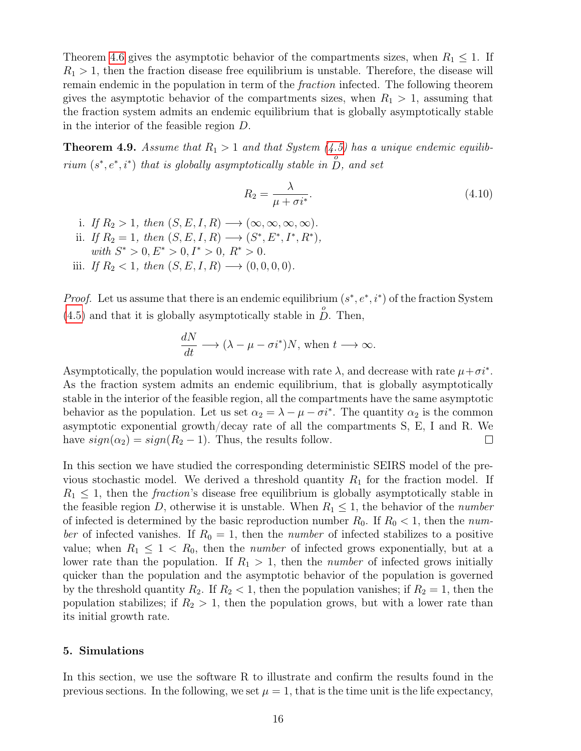Theorem 4.6 gives the asymptotic behavior of the compartments sizes, when $R_1 \leq 1$. If $R_1 > 1$, then the fraction disease free equilibrium is unstable. Therefore, the disease will remain endemic in the population in term of the *fraction* infected. The following theorem gives the asymptotic behavior of the compartments sizes, when $R_1 > 1$, assuming that the fraction system admits an endemic equilibrium that is globally asymptotically stable in the interior of the feasible region $D$.

**Theorem 4.9.** *Assume that $R_1 > 1$ and that System (4.5) has a unique endemic equilibrium $(s^*, e^*, i^*)$ that is globally asymptotically stable in $\overset{o}{D}$, and set*

$$R_2 = \frac{\lambda}{\mu + \sigma i^*}. \tag{4.10}$$

i. *If $R_2 > 1$, then $(S, E, I, R) \longrightarrow (\infty, \infty, \infty, \infty)$.*
ii. *If $R_2 = 1$, then $(S, E, I, R) \longrightarrow (S^*, E^*, I^*, R^*)$, with $S^* > 0, E^* > 0, I^* > 0,\ R^* > 0$.*
iii. *If $R_2 < 1$, then $(S, E, I, R) \longrightarrow (0, 0, 0, 0)$.*

*Proof.* Let us assume that there is an endemic equilibrium $(s^*, e^*, i^*)$ of the fraction System (4.5) and that it is globally asymptotically stable in $\overset{o}{D}$. Then,

$$\frac{dN}{dt} \longrightarrow (\lambda - \mu - \sigma i^*)N, \text{ when } t \longrightarrow \infty.$$

Asymptotically, the population would increase with rate $\lambda$, and decrease with rate $\mu + \sigma i^*$. As the fraction system admits an endemic equilibrium, that is globally asymptotically stable in the interior of the feasible region, all the compartments have the same asymptotic behavior as the population. Let us set $\alpha_2 = \lambda - \mu - \sigma i^*$. The quantity $\alpha_2$ is the common asymptotic exponential growth/decay rate of all the compartments S, E, I and R. We have $sign(\alpha_2) = sign(R_2 - 1)$. Thus, the results follow. □

In this section we have studied the corresponding deterministic SEIRS model of the previous stochastic model. We derived a threshold quantity $R_1$ for the fraction model. If $R_1 \leq 1$, then the *fraction*'s disease free equilibrium is globally asymptotically stable in the feasible region $D$, otherwise it is unstable. When $R_1 \leq 1$, the behavior of the *number* of infected is determined by the basic reproduction number $R_0$. If $R_0 < 1$, then the *number* of infected vanishes. If $R_0 = 1$, then the *number* of infected stabilizes to a positive value; when $R_1 \leq 1 < R_0$, then the *number* of infected grows exponentially, but at a lower rate than the population. If $R_1 > 1$, then the *number* of infected grows initially quicker than the population and the asymptotic behavior of the population is governed by the threshold quantity $R_2$. If $R_2 < 1$, then the population vanishes; if $R_2 = 1$, then the population stabilizes; if $R_2 > 1$, then the population grows, but with a lower rate than its initial growth rate.

## 5. Simulations

In this section, we use the software R to illustrate and confirm the results found in the previous sections. In the following, we set $\mu = 1$, that is the time unit is the life expectancy,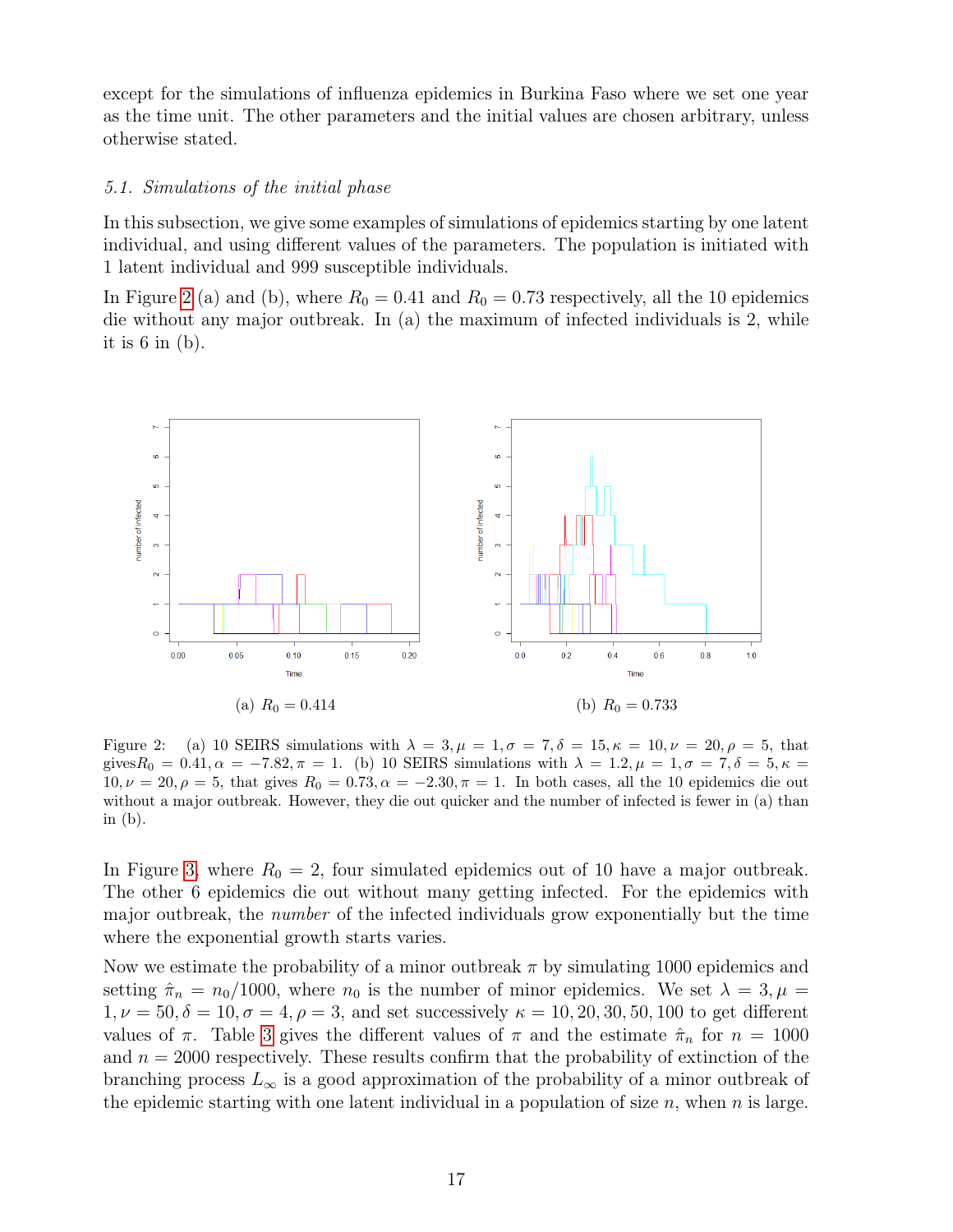except for the simulations of influenza epidemics in Burkina Faso where we set one year as the time unit. The other parameters and the initial values are chosen arbitrary, unless otherwise stated.

### *5.1. Simulations of the initial phase*

In this subsection, we give some examples of simulations of epidemics starting by one latent individual, and using different values of the parameters. The population is initiated with 1 latent individual and 999 susceptible individuals.

In Figure 2 (a) and (b), where $R_0 = 0.41$ and $R_0 = 0.73$ respectively, all the 10 epidemics die without any major outbreak. In (a) the maximum of infected individuals is 2, while it is 6 in (b).

(a) $R_0 = 0.414$

(b) $R_0 = 0.733$

Figure 2: (a) 10 SEIRS simulations with $\lambda = 3, \mu = 1, \sigma = 7, \delta = 15, \kappa = 10, \nu = 20, \rho = 5$, that gives $R_0 = 0.41, \alpha = -7.82, \pi = 1$. (b) 10 SEIRS simulations with $\lambda = 1.2, \mu = 1, \sigma = 7, \delta = 5, \kappa = 10, \nu = 20, \rho = 5$, that gives $R_0 = 0.73, \alpha = -2.30, \pi = 1$. In both cases, all the 10 epidemics die out without a major outbreak. However, they die out quicker and the number of infected is fewer in (a) than in (b).

In Figure 3, where $R_0 = 2$, four simulated epidemics out of 10 have a major outbreak. The other 6 epidemics die out without many getting infected. For the epidemics with major outbreak, the *number* of the infected individuals grow exponentially but the time where the exponential growth starts varies.

Now we estimate the probability of a minor outbreak $\pi$ by simulating 1000 epidemics and setting $\hat{\pi}_n = n_0/1000$, where $n_0$ is the number of minor epidemics. We set $\lambda = 3, \mu = 1, \nu = 50, \delta = 10, \sigma = 4, \rho = 3$, and set successively $\kappa = 10, 20, 30, 50, 100$ to get different values of $\pi$. Table 3 gives the different values of $\pi$ and the estimate $\hat{\pi}_n$ for $n = 1000$ and $n = 2000$ respectively. These results confirm that the probability of extinction of the branching process $L_\infty$ is a good approximation of the probability of a minor outbreak of the epidemic starting with one latent individual in a population of size $n$, when $n$ is large.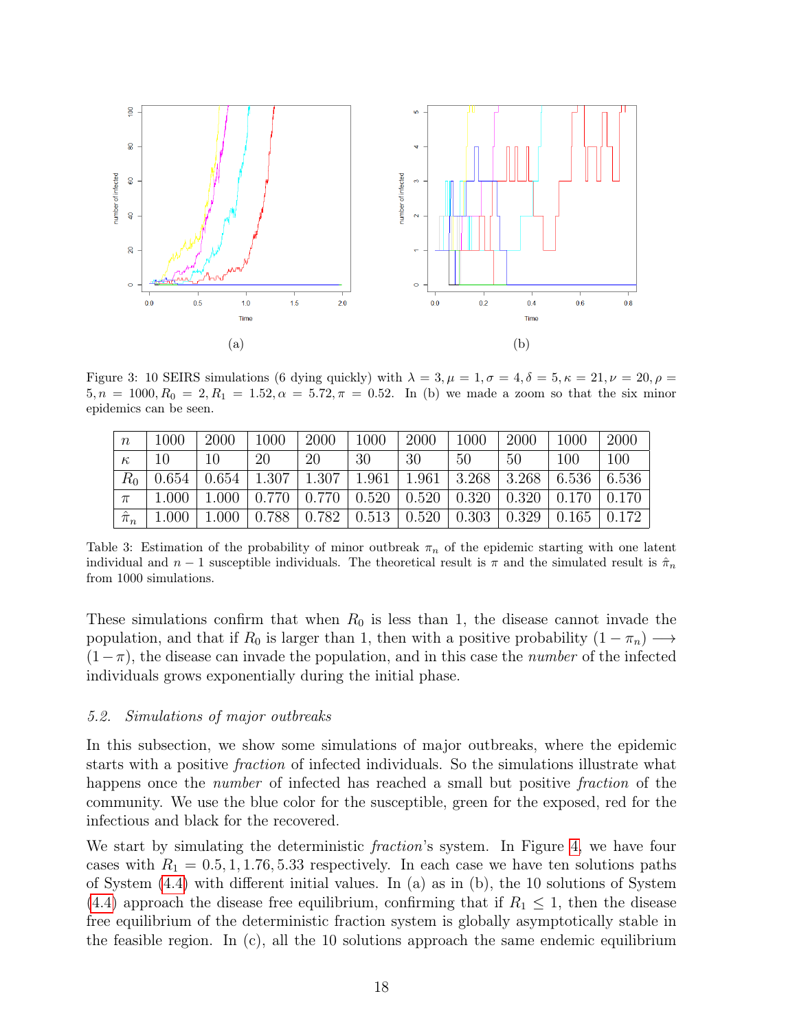(a)

(b)

Figure 3: 10 SEIRS simulations (6 dying quickly) with $\lambda = 3, \mu = 1, \sigma = 4, \delta = 5, \kappa = 21, \nu = 20, \rho = 5, n = 1000, R_0 = 2, R_1 = 1.52, \alpha = 5.72, \pi = 0.52$. In (b) we made a zoom so that the six minor epidemics can be seen.

| $n$ | 1000 | 2000 | 1000 | 2000 | 1000 | 2000 | 1000 | 2000 | 1000 | 2000 |
|---|---|---|---|---|---|---|---|---|---|---|
| $\kappa$ | 10 | 10 | 20 | 20 | 30 | 30 | 50 | 50 | 100 | 100 |
| $R_0$ | 0.654 | 0.654 | 1.307 | 1.307 | 1.961 | 1.961 | 3.268 | 3.268 | 6.536 | 6.536 |
| $\pi$ | 1.000 | 1.000 | 0.770 | 0.770 | 0.520 | 0.520 | 0.320 | 0.320 | 0.170 | 0.170 |
| $\hat{\pi}_n$ | 1.000 | 1.000 | 0.788 | 0.782 | 0.513 | 0.520 | 0.303 | 0.329 | 0.165 | 0.172 |

Table 3: Estimation of the probability of minor outbreak $\pi_n$ of the epidemic starting with one latent individual and $n-1$ susceptible individuals. The theoretical result is $\pi$ and the simulated result is $\hat{\pi}_n$ from 1000 simulations.

These simulations confirm that when $R_0$ is less than 1, the disease cannot invade the population, and that if $R_0$ is larger than 1, then with a positive probability $(1 - \pi_n) \longrightarrow (1 - \pi)$, the disease can invade the population, and in this case the *number* of the infected individuals grows exponentially during the initial phase.

### 5.2. *Simulations of major outbreaks*

In this subsection, we show some simulations of major outbreaks, where the epidemic starts with a positive *fraction* of infected individuals. So the simulations illustrate what happens once the *number* of infected has reached a small but positive *fraction* of the community. We use the blue color for the susceptible, green for the exposed, red for the infectious and black for the recovered.

We start by simulating the deterministic *fraction*'s system. In Figure 4, we have four cases with $R_1 = 0.5, 1, 1.76, 5.33$ respectively. In each case we have ten solutions paths of System (4.4) with different initial values. In (a) as in (b), the 10 solutions of System (4.4) approach the disease free equilibrium, confirming that if $R_1 \leq 1$, then the disease free equilibrium of the deterministic fraction system is globally asymptotically stable in the feasible region. In (c), all the 10 solutions approach the same endemic equilibrium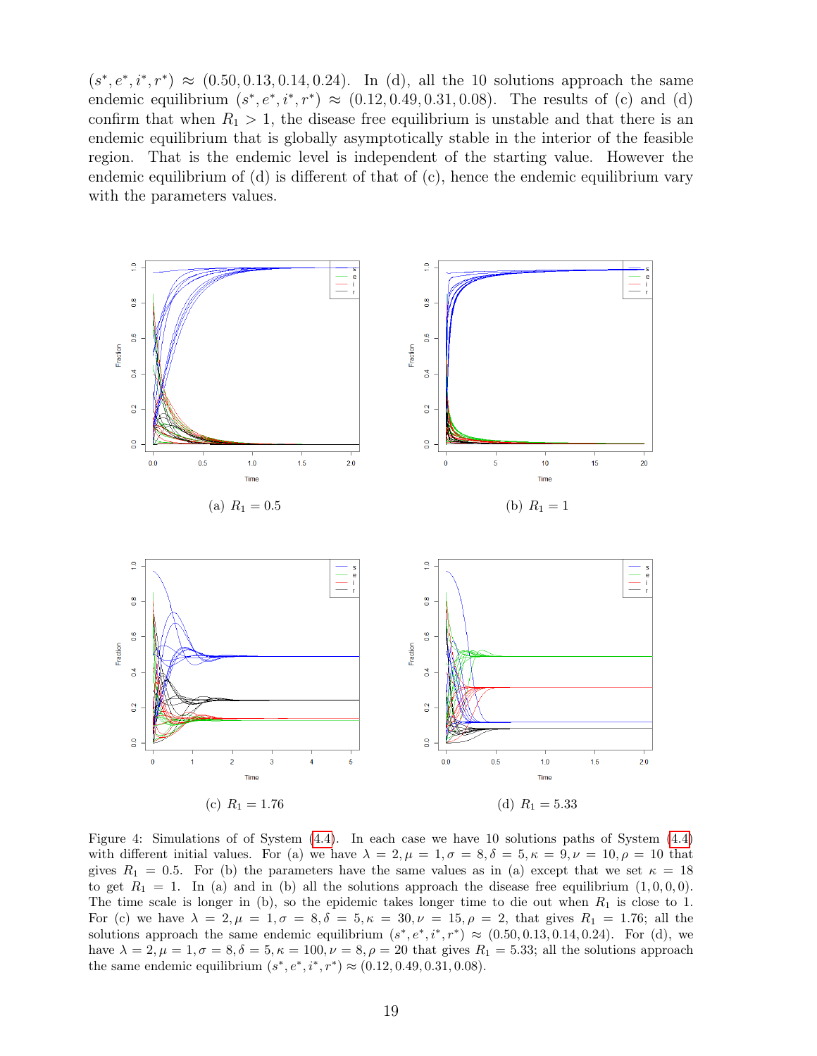$(s^*, e^*, i^*, r^*) \approx (0.50, 0.13, 0.14, 0.24)$. In (d), all the 10 solutions approach the same endemic equilibrium $(s^*, e^*, i^*, r^*) \approx (0.12, 0.49, 0.31, 0.08)$. The results of (c) and (d) confirm that when $R_1 > 1$, the disease free equilibrium is unstable and that there is an endemic equilibrium that is globally asymptotically stable in the interior of the feasible region. That is the endemic level is independent of the starting value. However the endemic equilibrium of (d) is different of that of (c), hence the endemic equilibrium vary with the parameters values.

(a) $R_1 = 0.5$

(b) $R_1 = 1$

(c) $R_1 = 1.76$

(d) $R_1 = 5.33$

Figure 4: Simulations of of System (4.4). In each case we have 10 solutions paths of System (4.4) with different initial values. For (a) we have $\lambda = 2, \mu = 1, \sigma = 8, \delta = 5, \kappa = 9, \nu = 10, \rho = 10$ that gives $R_1 = 0.5$. For (b) the parameters have the same values as in (a) except that we set $\kappa = 18$ to get $R_1 = 1$. In (a) and in (b) all the solutions approach the disease free equilibrium $(1, 0, 0, 0)$. The time scale is longer in (b), so the epidemic takes longer time to die out when $R_1$ is close to 1. For (c) we have $\lambda = 2, \mu = 1, \sigma = 8, \delta = 5, \kappa = 30, \nu = 15, \rho = 2$, that gives $R_1 = 1.76$; all the solutions approach the same endemic equilibrium $(s^*, e^*, i^*, r^*) \approx (0.50, 0.13, 0.14, 0.24)$. For (d), we have $\lambda = 2, \mu = 1, \sigma = 8, \delta = 5, \kappa = 100, \nu = 8, \rho = 20$ that gives $R_1 = 5.33$; all the solutions approach the same endemic equilibrium $(s^*, e^*, i^*, r^*) \approx (0.12, 0.49, 0.31, 0.08)$.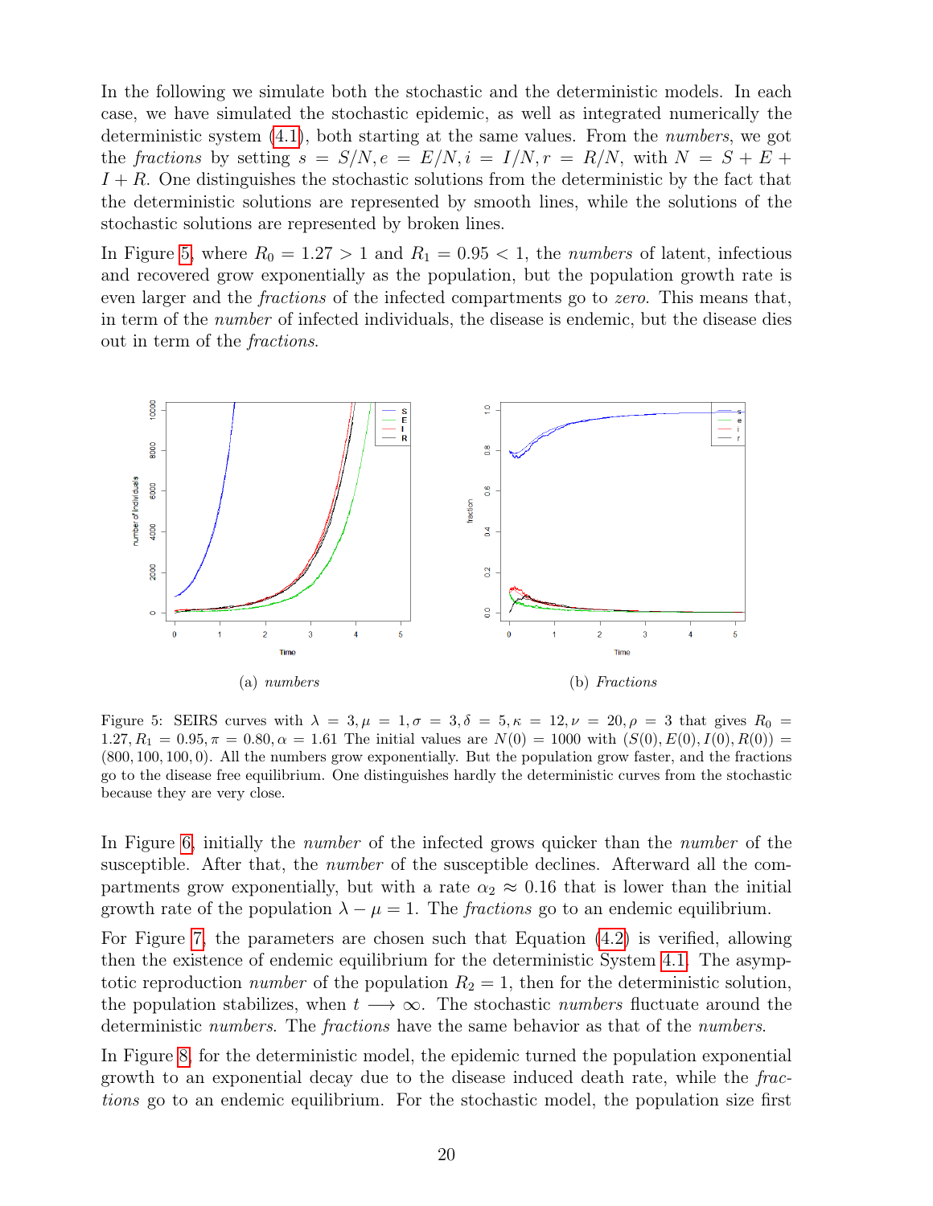In the following we simulate both the stochastic and the deterministic models. In each case, we have simulated the stochastic epidemic, as well as integrated numerically the deterministic system (4.1), both starting at the same values. From the *numbers*, we got the *fractions* by setting $s = S/N, e = E/N, i = I/N, r = R/N$, with $N = S + E + I + R$. One distinguishes the stochastic solutions from the deterministic by the fact that the deterministic solutions are represented by smooth lines, while the solutions of the stochastic solutions are represented by broken lines.

In Figure 5, where $R_0 = 1.27 > 1$ and $R_1 = 0.95 < 1$, the *numbers* of latent, infectious and recovered grow exponentially as the population, but the population growth rate is even larger and the *fractions* of the infected compartments go to *zero*. This means that, in term of the *number* of infected individuals, the disease is endemic, but the disease dies out in term of the *fractions*.

(a) *numbers*

(b) *Fractions*

Figure 5: SEIRS curves with $\lambda = 3, \mu = 1, \sigma = 3, \delta = 5, \kappa = 12, \nu = 20, \rho = 3$ that gives $R_0 = 1.27, R_1 = 0.95, \pi = 0.80, \alpha = 1.61$ The initial values are $N(0) = 1000$ with $(S(0), E(0), I(0), R(0)) = (800, 100, 100, 0)$. All the numbers grow exponentially. But the population grow faster, and the fractions go to the disease free equilibrium. One distinguishes hardly the deterministic curves from the stochastic because they are very close.

In Figure 6, initially the *number* of the infected grows quicker than the *number* of the susceptible. After that, the *number* of the susceptible declines. Afterward all the compartments grow exponentially, but with a rate $\alpha_2 \approx 0.16$ that is lower than the initial growth rate of the population $\lambda - \mu = 1$. The *fractions* go to an endemic equilibrium.

For Figure 7, the parameters are chosen such that Equation (4.2) is verified, allowing then the existence of endemic equilibrium for the deterministic System 4.1. The asymptotic reproduction *number* of the population $R_2 = 1$, then for the deterministic solution, the population stabilizes, when $t \longrightarrow \infty$. The stochastic *numbers* fluctuate around the deterministic *numbers*. The *fractions* have the same behavior as that of the *numbers*.

In Figure 8, for the deterministic model, the epidemic turned the population exponential growth to an exponential decay due to the disease induced death rate, while the *fractions* go to an endemic equilibrium. For the stochastic model, the population size first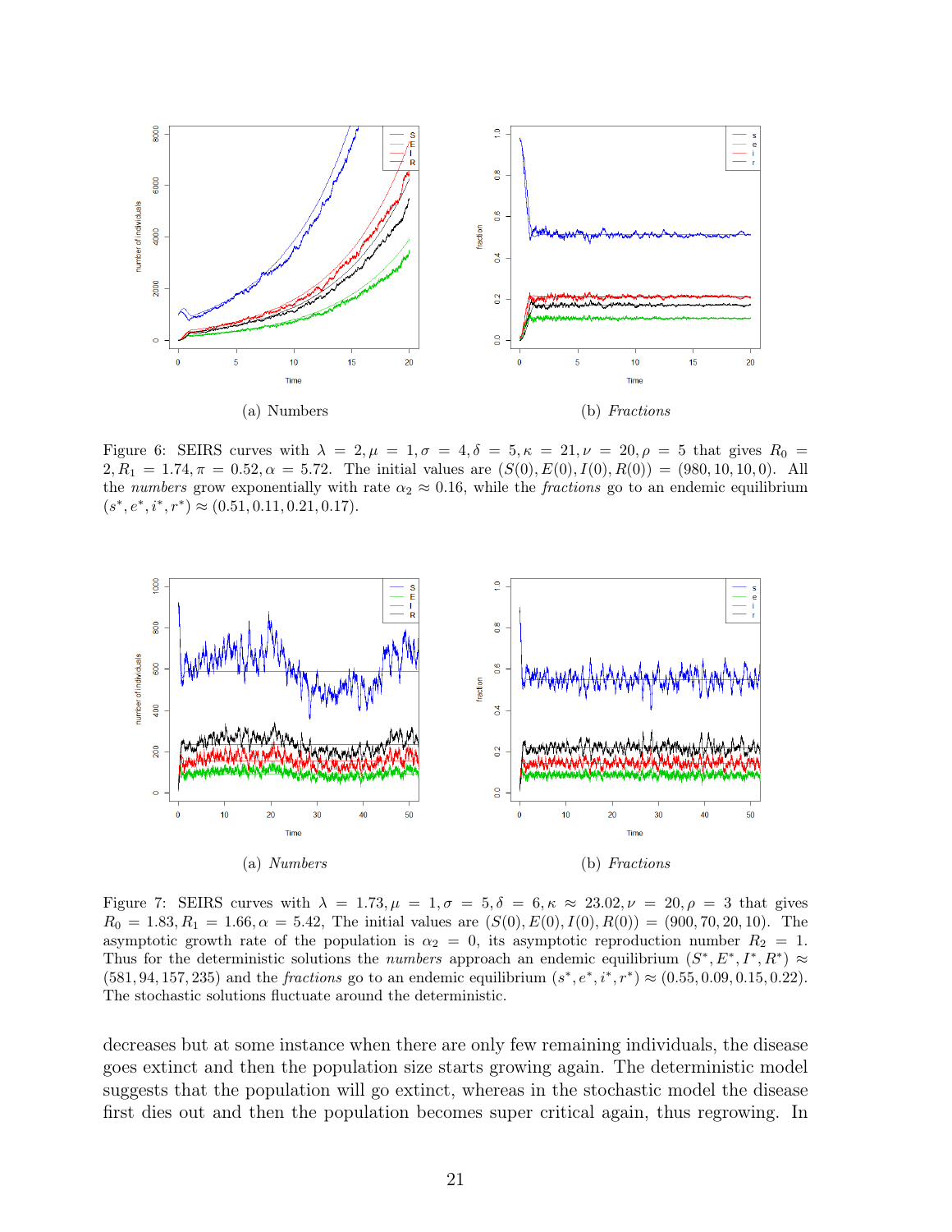(a) Numbers

(b) *Fractions*

Figure 6: SEIRS curves with $\lambda = 2, \mu = 1, \sigma = 4, \delta = 5, \kappa = 21, \nu = 20, \rho = 5$ that gives $R_0 = 2, R_1 = 1.74, \pi = 0.52, \alpha = 5.72$. The initial values are $(S(0), E(0), I(0), R(0)) = (980, 10, 10, 0)$. All the *numbers* grow exponentially with rate $\alpha_2 \approx 0.16$, while the *fractions* go to an endemic equilibrium $(s^*, e^*, i^*, r^*) \approx (0.51, 0.11, 0.21, 0.17)$.

(a) *Numbers*

(b) *Fractions*

Figure 7: SEIRS curves with $\lambda = 1.73, \mu = 1, \sigma = 5, \delta = 6, \kappa \approx 23.02, \nu = 20, \rho = 3$ that gives $R_0 = 1.83, R_1 = 1.66, \alpha = 5.42$, The initial values are $(S(0), E(0), I(0), R(0)) = (900, 70, 20, 10)$. The asymptotic growth rate of the population is $\alpha_2 = 0$, its asymptotic reproduction number $R_2 = 1$. Thus for the deterministic solutions the *numbers* approach an endemic equilibrium $(S^*, E^*, I^*, R^*) \approx (581, 94, 157, 235)$ and the *fractions* go to an endemic equilibrium $(s^*, e^*, i^*, r^*) \approx (0.55, 0.09, 0.15, 0.22)$. The stochastic solutions fluctuate around the deterministic.

decreases but at some instance when there are only few remaining individuals, the disease goes extinct and then the population size starts growing again. The deterministic model suggests that the population will go extinct, whereas in the stochastic model the disease first dies out and then the population becomes super critical again, thus regrowing. In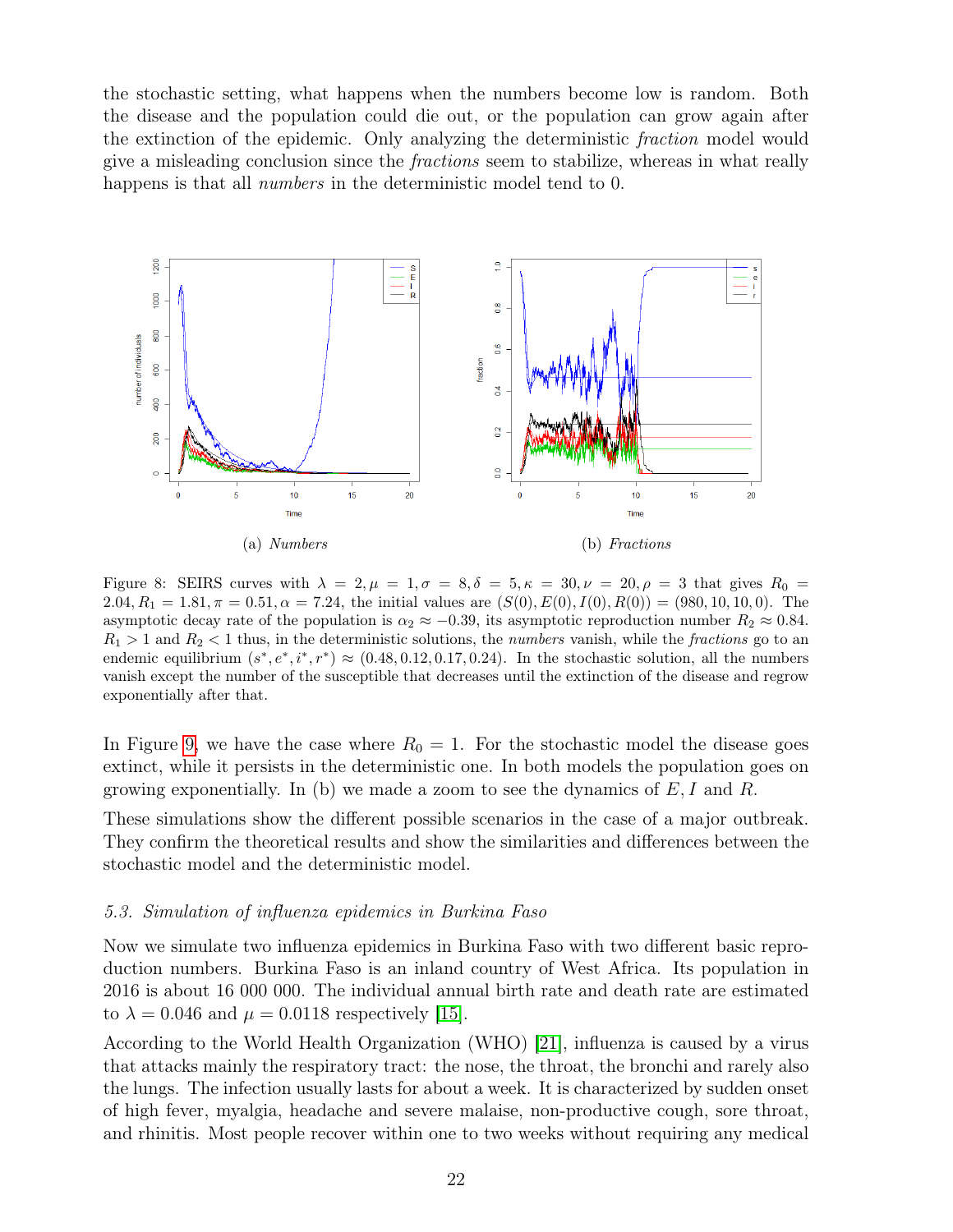the stochastic setting, what happens when the numbers become low is random. Both the disease and the population could die out, or the population can grow again after the extinction of the epidemic. Only analyzing the deterministic *fraction* model would give a misleading conclusion since the *fractions* seem to stabilize, whereas in what really happens is that all *numbers* in the deterministic model tend to 0.

(a) *Numbers*

(b) *Fractions*

Figure 8: SEIRS curves with $\lambda = 2, \mu = 1, \sigma = 8, \delta = 5, \kappa = 30, \nu = 20, \rho = 3$ that gives $R_0 = 2.04, R_1 = 1.81, \pi = 0.51, \alpha = 7.24$, the initial values are $(S(0), E(0), I(0), R(0)) = (980, 10, 10, 0)$. The asymptotic decay rate of the population is $\alpha_2 \approx -0.39$, its asymptotic reproduction number $R_2 \approx 0.84$. $R_1 > 1$ and $R_2 < 1$ thus, in the deterministic solutions, the *numbers* vanish, while the *fractions* go to an endemic equilibrium $(s^*, e^*, i^*, r^*) \approx (0.48, 0.12, 0.17, 0.24)$. In the stochastic solution, all the numbers vanish except the number of the susceptible that decreases until the extinction of the disease and regrow exponentially after that.

In Figure 9, we have the case where $R_0 = 1$. For the stochastic model the disease goes extinct, while it persists in the deterministic one. In both models the population goes on growing exponentially. In (b) we made a zoom to see the dynamics of $E, I$ and $R$.

These simulations show the different possible scenarios in the case of a major outbreak. They confirm the theoretical results and show the similarities and differences between the stochastic model and the deterministic model.

### *5.3. Simulation of influenza epidemics in Burkina Faso*

Now we simulate two influenza epidemics in Burkina Faso with two different basic reproduction numbers. Burkina Faso is an inland country of West Africa. Its population in 2016 is about 16 000 000. The individual annual birth rate and death rate are estimated to $\lambda = 0.046$ and $\mu = 0.0118$ respectively [15].

According to the World Health Organization (WHO) [21], influenza is caused by a virus that attacks mainly the respiratory tract: the nose, the throat, the bronchi and rarely also the lungs. The infection usually lasts for about a week. It is characterized by sudden onset of high fever, myalgia, headache and severe malaise, non-productive cough, sore throat, and rhinitis. Most people recover within one to two weeks without requiring any medical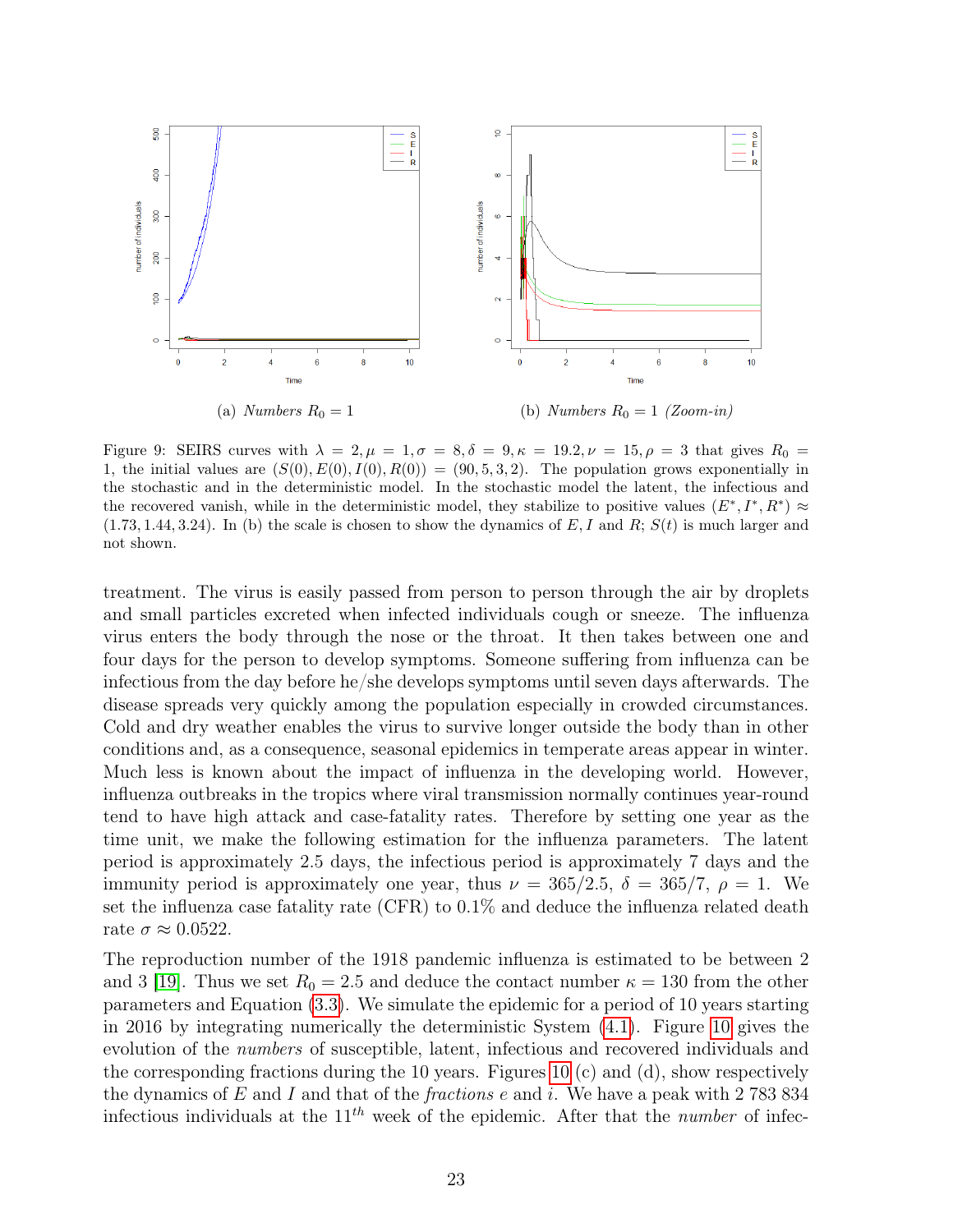(a) *Numbers* $R_0 = 1$

(b) *Numbers* $R_0 = 1$ *(Zoom-in)*

Figure 9: SEIRS curves with $\lambda = 2, \mu = 1, \sigma = 8, \delta = 9, \kappa = 19.2, \nu = 15, \rho = 3$ that gives $R_0 = 1$, the initial values are $(S(0), E(0), I(0), R(0)) = (90, 5, 3, 2)$. The population grows exponentially in the stochastic and in the deterministic model. In the stochastic model the latent, the infectious and the recovered vanish, while in the deterministic model, they stabilize to positive values $(E^*, I^*, R^*) \approx (1.73, 1.44, 3.24)$. In (b) the scale is chosen to show the dynamics of $E$, $I$ and $R$; $S(t)$ is much larger and not shown.

treatment. The virus is easily passed from person to person through the air by droplets and small particles excreted when infected individuals cough or sneeze. The influenza virus enters the body through the nose or the throat. It then takes between one and four days for the person to develop symptoms. Someone suffering from influenza can be infectious from the day before he/she develops symptoms until seven days afterwards. The disease spreads very quickly among the population especially in crowded circumstances. Cold and dry weather enables the virus to survive longer outside the body than in other conditions and, as a consequence, seasonal epidemics in temperate areas appear in winter. Much less is known about the impact of influenza in the developing world. However, influenza outbreaks in the tropics where viral transmission normally continues year-round tend to have high attack and case-fatality rates. Therefore by setting one year as the time unit, we make the following estimation for the influenza parameters. The latent period is approximately 2.5 days, the infectious period is approximately 7 days and the immunity period is approximately one year, thus $\nu = 365/2.5$, $\delta = 365/7$, $\rho = 1$. We set the influenza case fatality rate (CFR) to 0.1% and deduce the influenza related death rate $\sigma \approx 0.0522$.

The reproduction number of the 1918 pandemic influenza is estimated to be between 2 and 3 [19]. Thus we set $R_0 = 2.5$ and deduce the contact number $\kappa = 130$ from the other parameters and Equation (3.3). We simulate the epidemic for a period of 10 years starting in 2016 by integrating numerically the deterministic System (4.1). Figure 10 gives the evolution of the *numbers* of susceptible, latent, infectious and recovered individuals and the corresponding fractions during the 10 years. Figures 10 (c) and (d), show respectively the dynamics of $E$ and $I$ and that of the *fractions* $e$ and $i$. We have a peak with 2 783 834 infectious individuals at the $11^{th}$ week of the epidemic. After that the *number* of infec-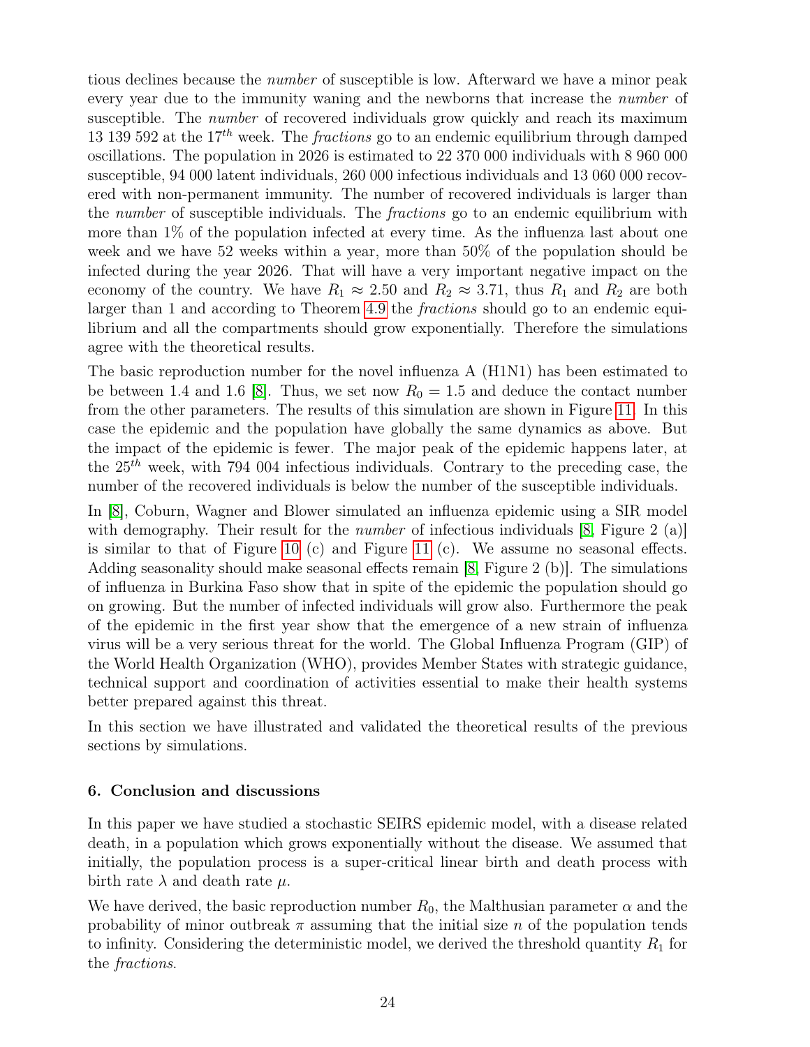tious declines because the *number* of susceptible is low. Afterward we have a minor peak every year due to the immunity waning and the newborns that increase the *number* of susceptible. The *number* of recovered individuals grow quickly and reach its maximum 13 139 592 at the $17^{th}$ week. The *fractions* go to an endemic equilibrium through damped oscillations. The population in 2026 is estimated to 22 370 000 individuals with 8 960 000 susceptible, 94 000 latent individuals, 260 000 infectious individuals and 13 060 000 recovered with non-permanent immunity. The number of recovered individuals is larger than the *number* of susceptible individuals. The *fractions* go to an endemic equilibrium with more than 1% of the population infected at every time. As the influenza last about one week and we have 52 weeks within a year, more than 50% of the population should be infected during the year 2026. That will have a very important negative impact on the economy of the country. We have $R_1 \approx 2.50$ and $R_2 \approx 3.71$, thus $R_1$ and $R_2$ are both larger than 1 and according to Theorem 4.9 the *fractions* should go to an endemic equilibrium and all the compartments should grow exponentially. Therefore the simulations agree with the theoretical results.

The basic reproduction number for the novel influenza A (H1N1) has been estimated to be between 1.4 and 1.6 [8]. Thus, we set now $R_0 = 1.5$ and deduce the contact number from the other parameters. The results of this simulation are shown in Figure 11. In this case the epidemic and the population have globally the same dynamics as above. But the impact of the epidemic is fewer. The major peak of the epidemic happens later, at the $25^{th}$ week, with 794 004 infectious individuals. Contrary to the preceding case, the number of the recovered individuals is below the number of the susceptible individuals.

In [8], Coburn, Wagner and Blower simulated an influenza epidemic using a SIR model with demography. Their result for the *number* of infectious individuals [8, Figure 2 (a)] is similar to that of Figure 10 (c) and Figure 11 (c). We assume no seasonal effects. Adding seasonality should make seasonal effects remain [8, Figure 2 (b)]. The simulations of influenza in Burkina Faso show that in spite of the epidemic the population should go on growing. But the number of infected individuals will grow also. Furthermore the peak of the epidemic in the first year show that the emergence of a new strain of influenza virus will be a very serious threat for the world. The Global Influenza Program (GIP) of the World Health Organization (WHO), provides Member States with strategic guidance, technical support and coordination of activities essential to make their health systems better prepared against this threat.

In this section we have illustrated and validated the theoretical results of the previous sections by simulations.

## 6. Conclusion and discussions

In this paper we have studied a stochastic SEIRS epidemic model, with a disease related death, in a population which grows exponentially without the disease. We assumed that initially, the population process is a super-critical linear birth and death process with birth rate $\lambda$ and death rate $\mu$.

We have derived, the basic reproduction number $R_0$, the Malthusian parameter $\alpha$ and the probability of minor outbreak $\pi$ assuming that the initial size $n$ of the population tends to infinity. Considering the deterministic model, we derived the threshold quantity $R_1$ for the *fractions*.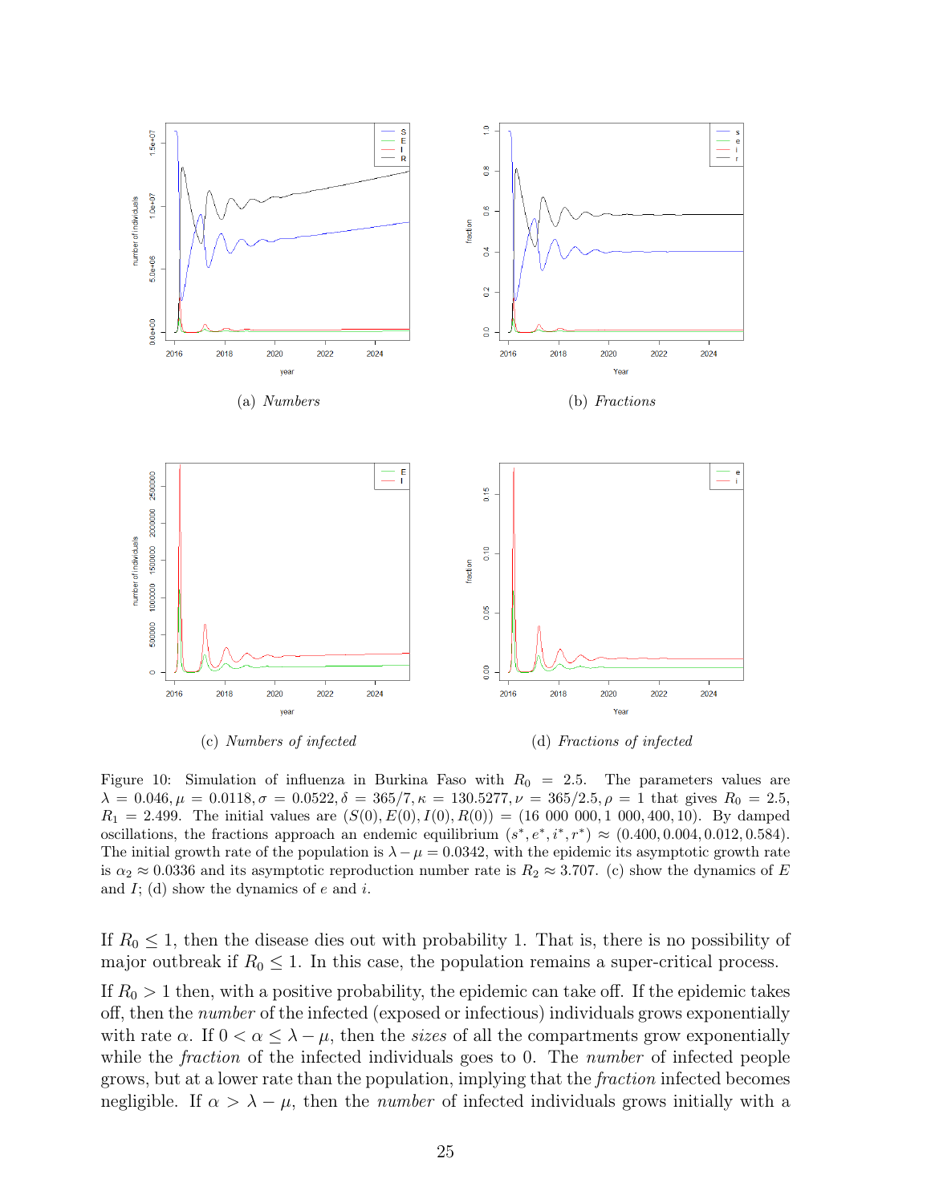(a) *Numbers*

(b) *Fractions*

(c) *Numbers of infected*

(d) *Fractions of infected*

Figure 10: Simulation of influenza in Burkina Faso with $R_0 = 2.5$. The parameters values are $\lambda = 0.046, \mu = 0.0118, \sigma = 0.0522, \delta = 365/7, \kappa = 130.5277, \nu = 365/2.5, \rho = 1$ that gives $R_0 = 2.5$, $R_1 = 2.499$. The initial values are $(S(0), E(0), I(0), R(0)) = (16\ 000\ 000, 1\ 000, 400, 10)$. By damped oscillations, the fractions approach an endemic equilibrium $(s^*, e^*, i^*, r^*) \approx (0.400, 0.004, 0.012, 0.584)$. The initial growth rate of the population is $\lambda - \mu = 0.0342$, with the epidemic its asymptotic growth rate is $\alpha_2 \approx 0.0336$ and its asymptotic reproduction number rate is $R_2 \approx 3.707$. (c) show the dynamics of $E$ and $I$; (d) show the dynamics of $e$ and $i$.

If $R_0 \leq 1$, then the disease dies out with probability 1. That is, there is no possibility of major outbreak if $R_0 \leq 1$. In this case, the population remains a super-critical process.

If $R_0 > 1$ then, with a positive probability, the epidemic can take off. If the epidemic takes off, then the *number* of the infected (exposed or infectious) individuals grows exponentially with rate $\alpha$. If $0 < \alpha \leq \lambda - \mu$, then the *sizes* of all the compartments grow exponentially while the *fraction* of the infected individuals goes to 0. The *number* of infected people grows, but at a lower rate than the population, implying that the *fraction* infected becomes negligible. If $\alpha > \lambda - \mu$, then the *number* of infected individuals grows initially with a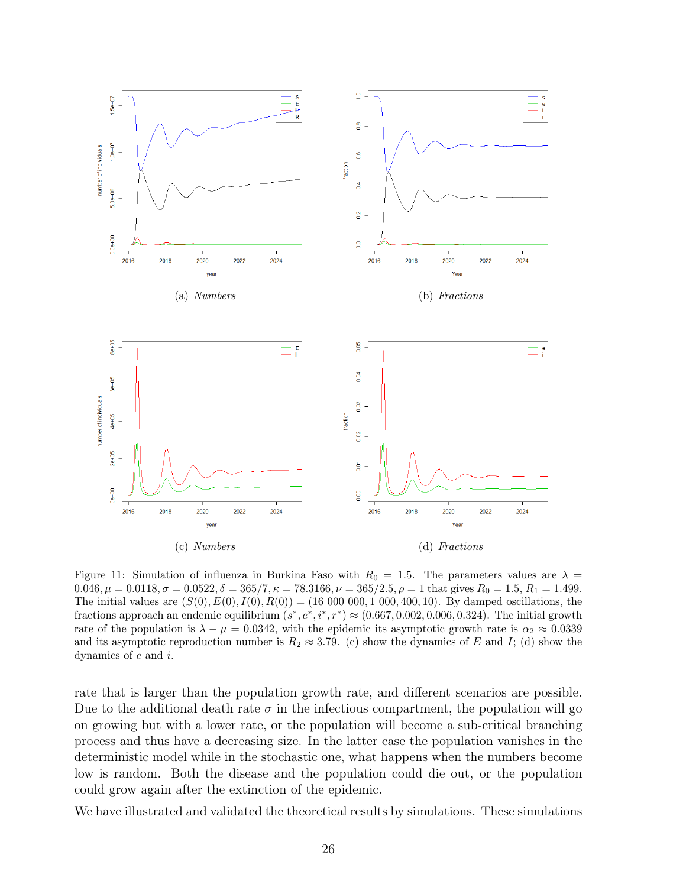(a) *Numbers*

(b) *Fractions*

(c) *Numbers*

(d) *Fractions*

Figure 11: Simulation of influenza in Burkina Faso with $R_0 = 1.5$. The parameters values are $\lambda = 0.046, \mu = 0.0118, \sigma = 0.0522, \delta = 365/7, \kappa = 78.3166, \nu = 365/2.5, \rho = 1$ that gives $R_0 = 1.5, R_1 = 1.499$. The initial values are $(S(0), E(0), I(0), R(0)) = (16\ 000\ 000, 1\ 000, 400, 10)$. By damped oscillations, the fractions approach an endemic equilibrium $(s^*, e^*, i^*, r^*) \approx (0.667, 0.002, 0.006, 0.324)$. The initial growth rate of the population is $\lambda - \mu = 0.0342$, with the epidemic its asymptotic growth rate is $\alpha_2 \approx 0.0339$ and its asymptotic reproduction number is $R_2 \approx 3.79$. (c) show the dynamics of $E$ and $I$; (d) show the dynamics of $e$ and $i$.

rate that is larger than the population growth rate, and different scenarios are possible. Due to the additional death rate $\sigma$ in the infectious compartment, the population will go on growing but with a lower rate, or the population will become a sub-critical branching process and thus have a decreasing size. In the latter case the population vanishes in the deterministic model while in the stochastic one, what happens when the numbers become low is random. Both the disease and the population could die out, or the population could grow again after the extinction of the epidemic.

We have illustrated and validated the theoretical results by simulations. These simulations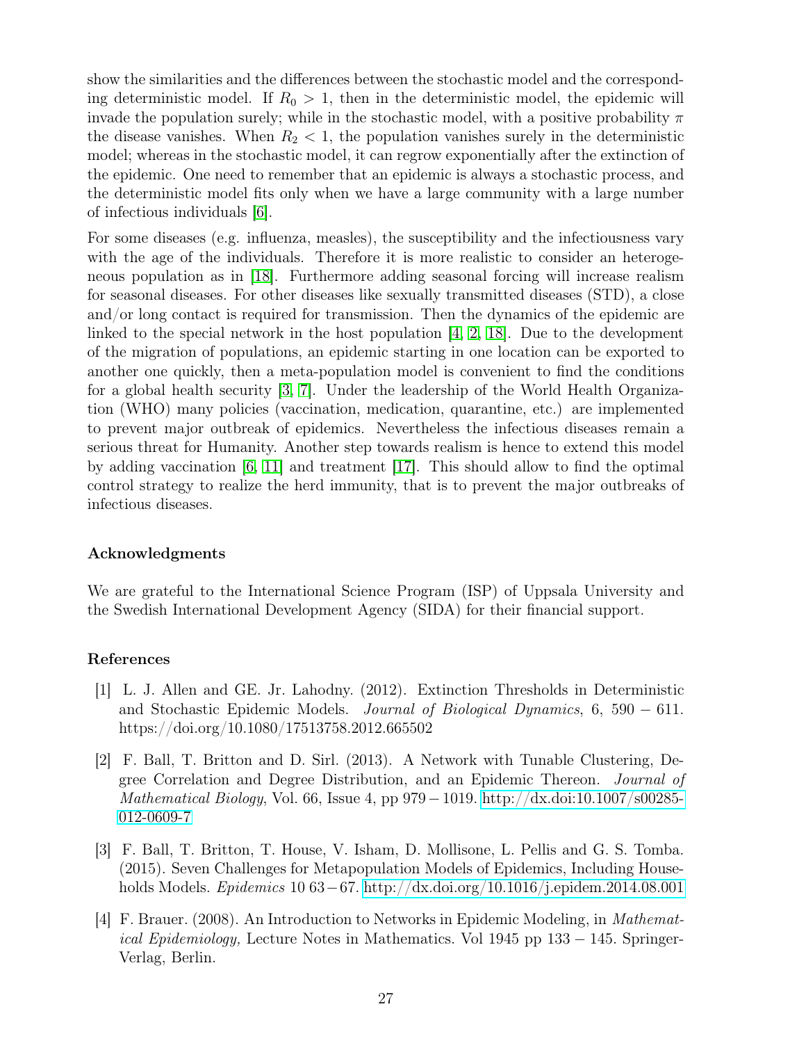show the similarities and the differences between the stochastic model and the corresponding deterministic model. If $R_0 > 1$, then in the deterministic model, the epidemic will invade the population surely; while in the stochastic model, with a positive probability $\pi$ the disease vanishes. When $R_2 < 1$, the population vanishes surely in the deterministic model; whereas in the stochastic model, it can regrow exponentially after the extinction of the epidemic. One need to remember that an epidemic is always a stochastic process, and the deterministic model fits only when we have a large community with a large number of infectious individuals [6].

For some diseases (e.g. influenza, measles), the susceptibility and the infectiousness vary with the age of the individuals. Therefore it is more realistic to consider an heterogeneous population as in [18]. Furthermore adding seasonal forcing will increase realism for seasonal diseases. For other diseases like sexually transmitted diseases (STD), a close and/or long contact is required for transmission. Then the dynamics of the epidemic are linked to the special network in the host population [4, 2, 18]. Due to the development of the migration of populations, an epidemic starting in one location can be exported to another one quickly, then a meta-population model is convenient to find the conditions for a global health security [3, 7]. Under the leadership of the World Health Organization (WHO) many policies (vaccination, medication, quarantine, etc.) are implemented to prevent major outbreak of epidemics. Nevertheless the infectious diseases remain a serious threat for Humanity. Another step towards realism is hence to extend this model by adding vaccination [6, 11] and treatment [17]. This should allow to find the optimal control strategy to realize the herd immunity, that is to prevent the major outbreaks of infectious diseases.

## Acknowledgments

We are grateful to the International Science Program (ISP) of Uppsala University and the Swedish International Development Agency (SIDA) for their financial support.

## References

[1] L. J. Allen and GE. Jr. Lahodny. (2012). Extinction Thresholds in Deterministic and Stochastic Epidemic Models. *Journal of Biological Dynamics*, 6, $590-611$. https://doi.org/10.1080/17513758.2012.665502

[2] F. Ball, T. Britton and D. Sirl. (2013). A Network with Tunable Clustering, Degree Correlation and Degree Distribution, and an Epidemic Thereon. *Journal of Mathematical Biology*, Vol. 66, Issue 4, pp $979-1019$. http://dx.doi:10.1007/s00285-012-0609-7

[3] F. Ball, T. Britton, T. House, V. Isham, D. Mollisone, L. Pellis and G. S. Tomba. (2015). Seven Challenges for Metapopulation Models of Epidemics, Including Households Models. *Epidemics* 10 $63-67$. http://dx.doi.org/10.1016/j.epidem.2014.08.001

[4] F. Brauer. (2008). An Introduction to Networks in Epidemic Modeling, in *Mathematical Epidemiology,* Lecture Notes in Mathematics. Vol 1945 pp $133-145$. Springer-Verlag, Berlin.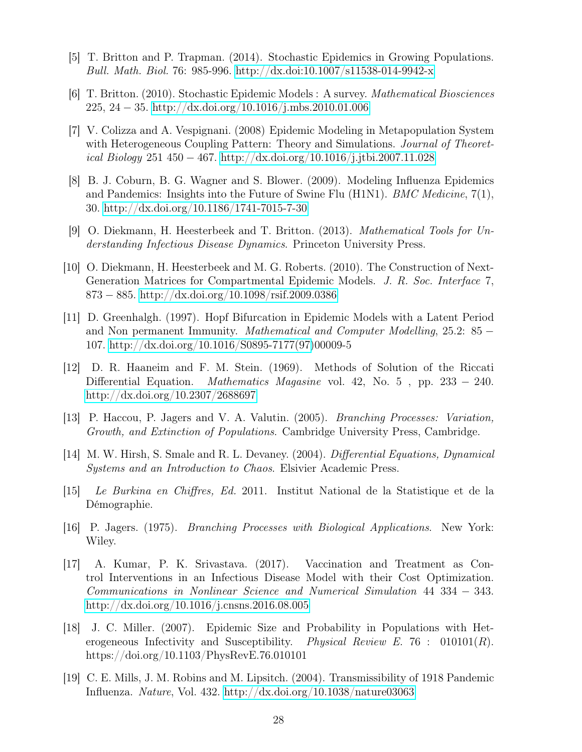[5] T. Britton and P. Trapman. (2014). Stochastic Epidemics in Growing Populations. *Bull. Math. Biol.* 76: 985-996. http://dx.doi:10.1007/s11538-014-9942-x

[6] T. Britton. (2010). Stochastic Epidemic Models : A survey. *Mathematical Biosciences* 225, $24-35$. http://dx.doi.org/10.1016/j.mbs.2010.01.006

[7] V. Colizza and A. Vespignani. (2008) Epidemic Modeling in Metapopulation System with Heterogeneous Coupling Pattern: Theory and Simulations. *Journal of Theoretical Biology* 251 $450-467$. http://dx.doi.org/10.1016/j.jtbi.2007.11.028

[8] B. J. Coburn, B. G. Wagner and S. Blower. (2009). Modeling Influenza Epidemics and Pandemics: Insights into the Future of Swine Flu (H1N1). *BMC Medicine*, 7(1), 30. http://dx.doi.org/10.1186/1741-7015-7-30

[9] O. Diekmann, H. Heesterbeek and T. Britton. (2013). *Mathematical Tools for Understanding Infectious Disease Dynamics*. Princeton University Press.

[10] O. Diekmann, H. Heesterbeek and M. G. Roberts. (2010). The Construction of Next-Generation Matrices for Compartmental Epidemic Models. *J. R. Soc. Interface* 7, $873-885$. http://dx.doi.org/10.1098/rsif.2009.0386

[11] D. Greenhalgh. (1997). Hopf Bifurcation in Epidemic Models with a Latent Period and Non permanent Immunity. *Mathematical and Computer Modelling*, 25.2: $85-107$. http://dx.doi.org/10.1016/S0895-7177(97)00009-5

[12] D. R. Haaneim and F. M. Stein. (1969). Methods of Solution of the Riccati Differential Equation. *Mathematics Magasine* vol. 42, No. 5 , pp. $233-240$. http://dx.doi.org/10.2307/2688697

[13] P. Haccou, P. Jagers and V. A. Valutin. (2005). *Branching Processes: Variation, Growth, and Extinction of Populations*. Cambridge University Press, Cambridge.

[14] M. W. Hirsh, S. Smale and R. L. Devaney. (2004). *Differential Equations, Dynamical Systems and an Introduction to Chaos*. Elsivier Academic Press.

[15] *Le Burkina en Chiffres, Ed.* 2011. Institut National de la Statistique et de la Démographie.

[16] P. Jagers. (1975). *Branching Processes with Biological Applications*. New York: Wiley.

[17] A. Kumar, P. K. Srivastava. (2017). Vaccination and Treatment as Control Interventions in an Infectious Disease Model with their Cost Optimization. *Communications in Nonlinear Science and Numerical Simulation* 44 $334-343$. http://dx.doi.org/10.1016/j.cnsns.2016.08.005

[18] J. C. Miller. (2007). Epidemic Size and Probability in Populations with Heterogeneous Infectivity and Susceptibility. *Physical Review E.* 76 : 010101($R$). https://doi.org/10.1103/PhysRevE.76.010101

[19] C. E. Mills, J. M. Robins and M. Lipsitch. (2004). Transmissibility of 1918 Pandemic Influenza. *Nature*, Vol. 432. http://dx.doi.org/10.1038/nature03063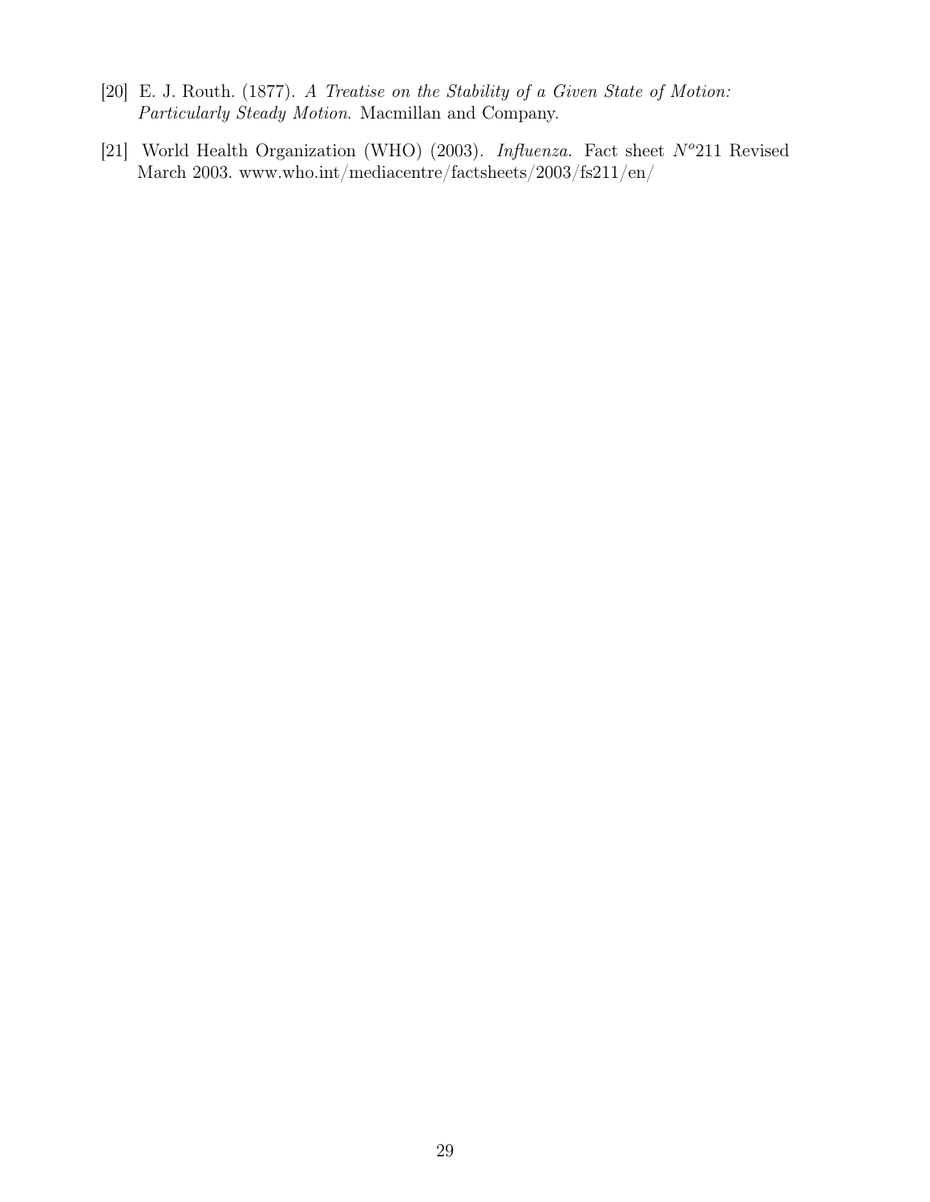[20] E. J. Routh. (1877). *A Treatise on the Stability of a Given State of Motion: Particularly Steady Motion*. Macmillan and Company.

[21] World Health Organization (WHO) (2003). *Influenza.* Fact sheet $N^o$211 Revised March 2003. www.who.int/mediacentre/factsheets/2003/fs211/en/